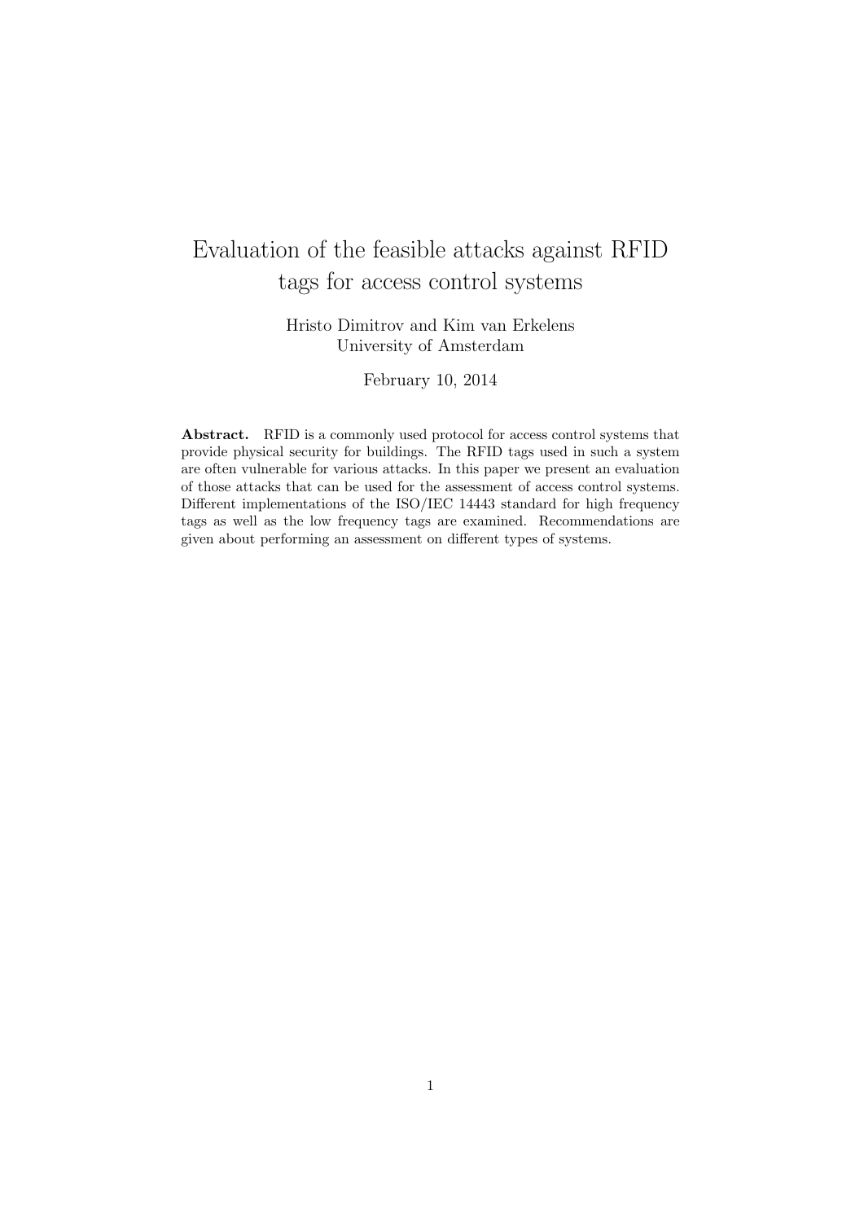# Evaluation of the feasible attacks against RFID tags for access control systems

Hristo Dimitrov and Kim van Erkelens
University of Amsterdam

February 10, 2014

**Abstract.** RFID is a commonly used protocol for access control systems that provide physical security for buildings. The RFID tags used in such a system are often vulnerable for various attacks. In this paper we present an evaluation of those attacks that can be used for the assessment of access control systems. Different implementations of the ISO/IEC 14443 standard for high frequency tags as well as the low frequency tags are examined. Recommendations are given about performing an assessment on different types of systems.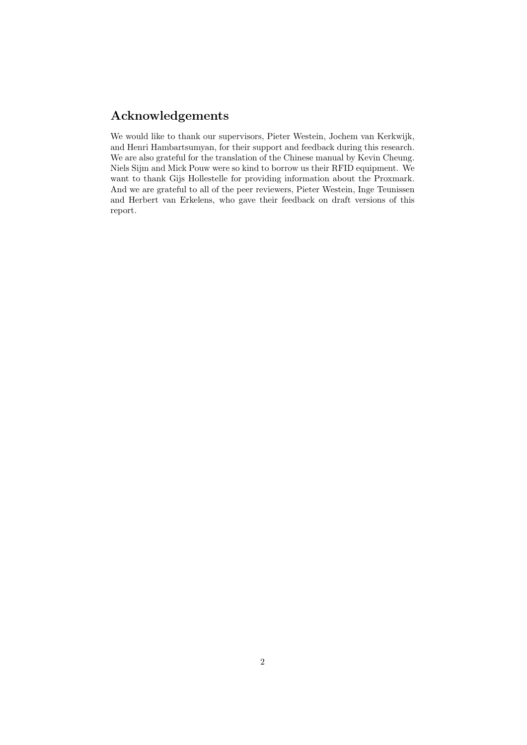## Acknowledgements

We would like to thank our supervisors, Pieter Westein, Jochem van Kerkwijk, and Henri Hambartsumyan, for their support and feedback during this research. We are also grateful for the translation of the Chinese manual by Kevin Cheung. Niels Sijm and Mick Pouw were so kind to borrow us their RFID equipment. We want to thank Gijs Hollestelle for providing information about the Proxmark. And we are grateful to all of the peer reviewers, Pieter Westein, Inge Teunissen and Herbert van Erkelens, who gave their feedback on draft versions of this report.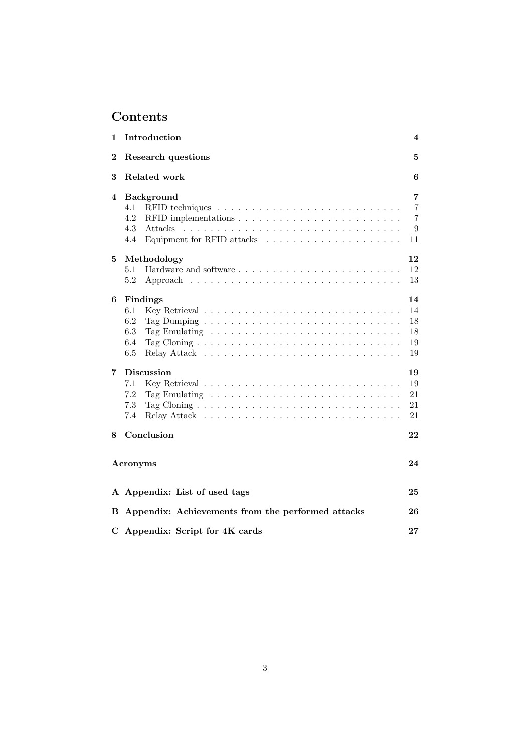# Contents

| | | |
|---|---|---|
| **1** | **Introduction** | **4** |
| **2** | **Research questions** | **5** |
| **3** | **Related work** | **6** |
| **4** | **Background** | **7** |
| | 4.1 RFID techniques | 7 |
| | 4.2 RFID implementations | 7 |
| | 4.3 Attacks | 9 |
| | 4.4 Equipment for RFID attacks | 11 |
| **5** | **Methodology** | **12** |
| | 5.1 Hardware and software | 12 |
| | 5.2 Approach | 13 |
| **6** | **Findings** | **14** |
| | 6.1 Key Retrieval | 14 |
| | 6.2 Tag Dumping | 18 |
| | 6.3 Tag Emulating | 18 |
| | 6.4 Tag Cloning | 19 |
| | 6.5 Relay Attack | 19 |
| **7** | **Discussion** | **19** |
| | 7.1 Key Retrieval | 19 |
| | 7.2 Tag Emulating | 21 |
| | 7.3 Tag Cloning | 21 |
| | 7.4 Relay Attack | 21 |
| **8** | **Conclusion** | **22** |
| | **Acronyms** | **24** |
| **A** | **Appendix: List of used tags** | **25** |
| **B** | **Appendix: Achievements from the performed attacks** | **26** |
| **C** | **Appendix: Script for 4K cards** | **27** |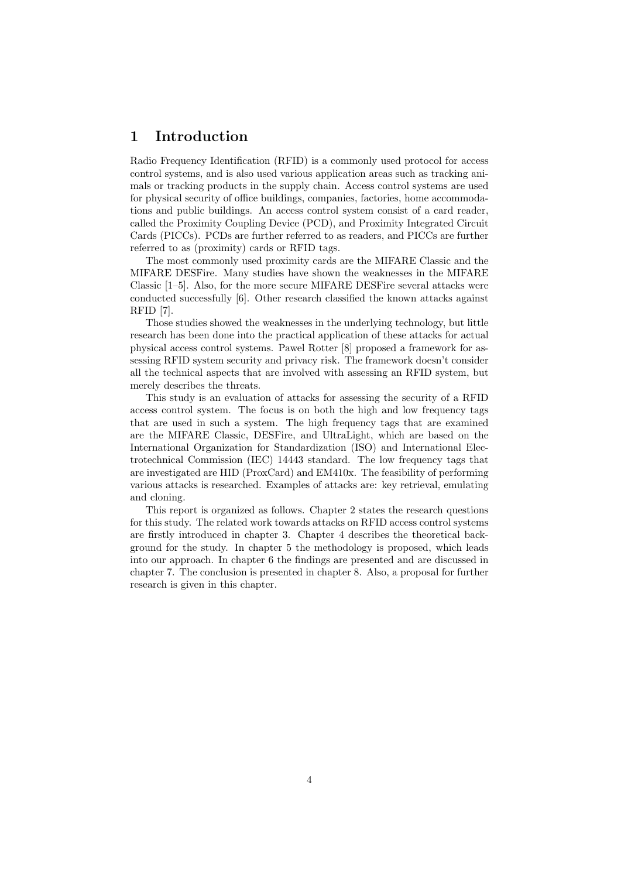# 1 Introduction

Radio Frequency Identification (RFID) is a commonly used protocol for access control systems, and is also used various application areas such as tracking animals or tracking products in the supply chain. Access control systems are used for physical security of office buildings, companies, factories, home accommodations and public buildings. An access control system consist of a card reader, called the Proximity Coupling Device (PCD), and Proximity Integrated Circuit Cards (PICCs). PCDs are further referred to as readers, and PICCs are further referred to as (proximity) cards or RFID tags.

The most commonly used proximity cards are the MIFARE Classic and the MIFARE DESFire. Many studies have shown the weaknesses in the MIFARE Classic [1–5]. Also, for the more secure MIFARE DESFire several attacks were conducted successfully [6]. Other research classified the known attacks against RFID [7].

Those studies showed the weaknesses in the underlying technology, but little research has been done into the practical application of these attacks for actual physical access control systems. Pawel Rotter [8] proposed a framework for assessing RFID system security and privacy risk. The framework doesn't consider all the technical aspects that are involved with assessing an RFID system, but merely describes the threats.

This study is an evaluation of attacks for assessing the security of a RFID access control system. The focus is on both the high and low frequency tags that are used in such a system. The high frequency tags that are examined are the MIFARE Classic, DESFire, and UltraLight, which are based on the International Organization for Standardization (ISO) and International Electrotechnical Commission (IEC) 14443 standard. The low frequency tags that are investigated are HID (ProxCard) and EM410x. The feasibility of performing various attacks is researched. Examples of attacks are: key retrieval, emulating and cloning.

This report is organized as follows. Chapter 2 states the research questions for this study. The related work towards attacks on RFID access control systems are firstly introduced in chapter 3. Chapter 4 describes the theoretical background for the study. In chapter 5 the methodology is proposed, which leads into our approach. In chapter 6 the findings are presented and are discussed in chapter 7. The conclusion is presented in chapter 8. Also, a proposal for further research is given in this chapter.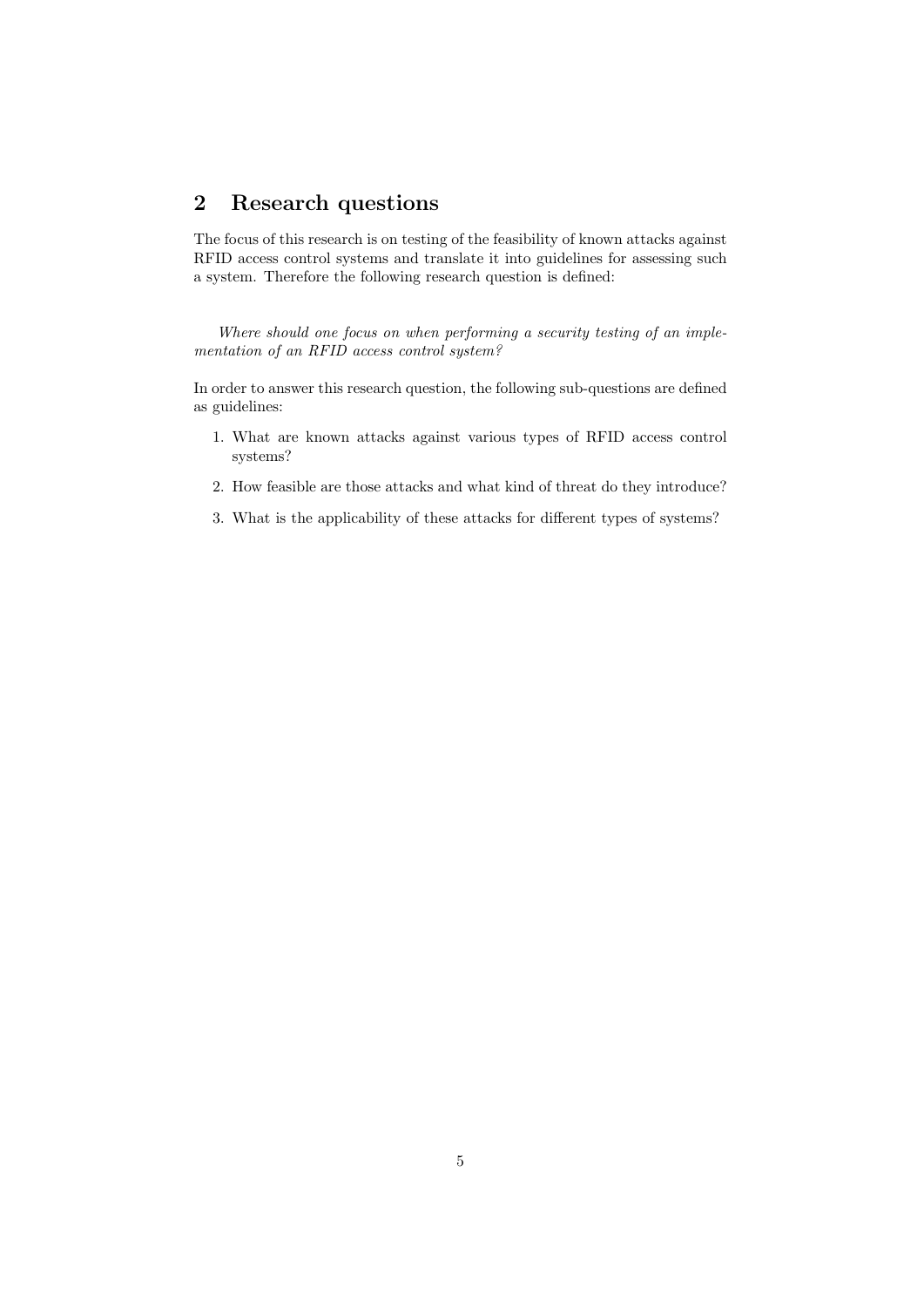## 2 Research questions

The focus of this research is on testing of the feasibility of known attacks against RFID access control systems and translate it into guidelines for assessing such a system. Therefore the following research question is defined:

*Where should one focus on when performing a security testing of an implementation of an RFID access control system?*

In order to answer this research question, the following sub-questions are defined as guidelines:

1. What are known attacks against various types of RFID access control systems?
2. How feasible are those attacks and what kind of threat do they introduce?
3. What is the applicability of these attacks for different types of systems?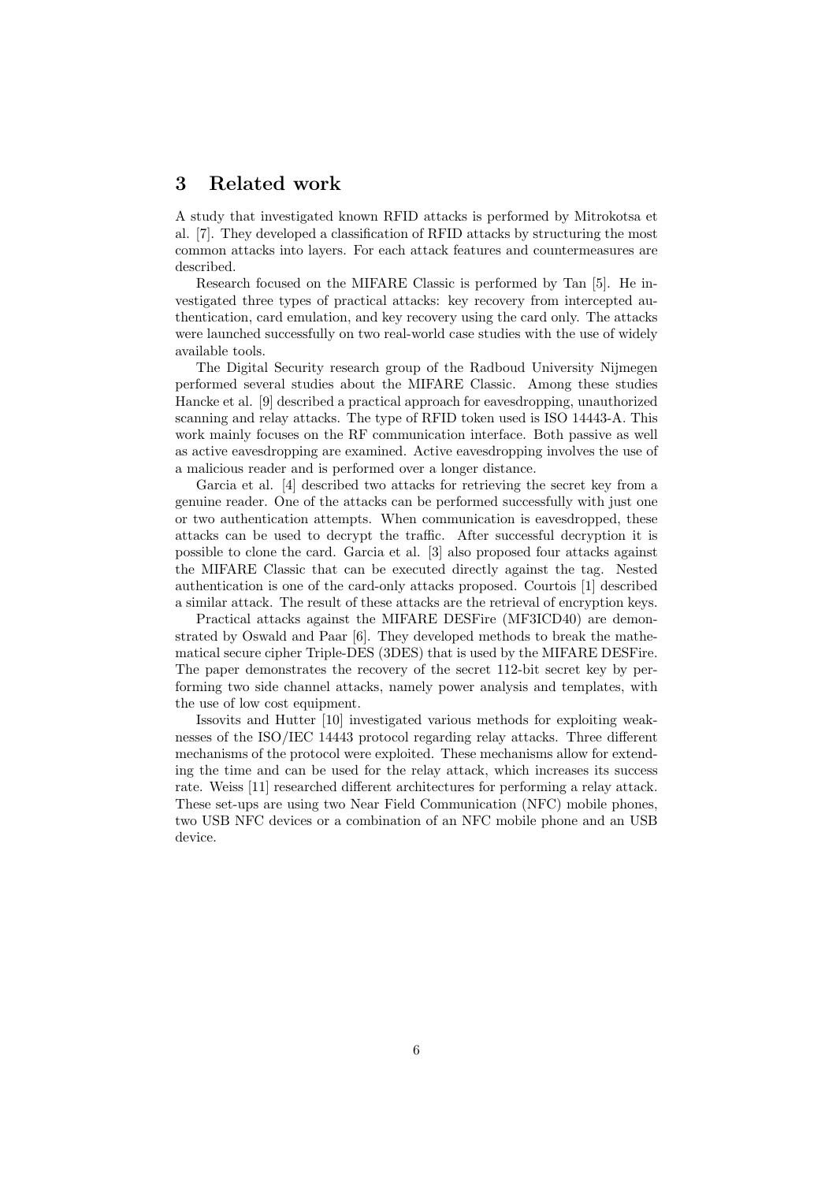## 3 Related work

A study that investigated known RFID attacks is performed by Mitrokotsa et al. [7]. They developed a classification of RFID attacks by structuring the most common attacks into layers. For each attack features and countermeasures are described.

Research focused on the MIFARE Classic is performed by Tan [5]. He investigated three types of practical attacks: key recovery from intercepted authentication, card emulation, and key recovery using the card only. The attacks were launched successfully on two real-world case studies with the use of widely available tools.

The Digital Security research group of the Radboud University Nijmegen performed several studies about the MIFARE Classic. Among these studies Hancke et al. [9] described a practical approach for eavesdropping, unauthorized scanning and relay attacks. The type of RFID token used is ISO 14443-A. This work mainly focuses on the RF communication interface. Both passive as well as active eavesdropping are examined. Active eavesdropping involves the use of a malicious reader and is performed over a longer distance.

Garcia et al. [4] described two attacks for retrieving the secret key from a genuine reader. One of the attacks can be performed successfully with just one or two authentication attempts. When communication is eavesdropped, these attacks can be used to decrypt the traffic. After successful decryption it is possible to clone the card. Garcia et al. [3] also proposed four attacks against the MIFARE Classic that can be executed directly against the tag. Nested authentication is one of the card-only attacks proposed. Courtois [1] described a similar attack. The result of these attacks are the retrieval of encryption keys.

Practical attacks against the MIFARE DESFire (MF3ICD40) are demonstrated by Oswald and Paar [6]. They developed methods to break the mathematical secure cipher Triple-DES (3DES) that is used by the MIFARE DESFire. The paper demonstrates the recovery of the secret 112-bit secret key by performing two side channel attacks, namely power analysis and templates, with the use of low cost equipment.

Issovits and Hutter [10] investigated various methods for exploiting weaknesses of the ISO/IEC 14443 protocol regarding relay attacks. Three different mechanisms of the protocol were exploited. These mechanisms allow for extending the time and can be used for the relay attack, which increases its success rate. Weiss [11] researched different architectures for performing a relay attack. These set-ups are using two Near Field Communication (NFC) mobile phones, two USB NFC devices or a combination of an NFC mobile phone and an USB device.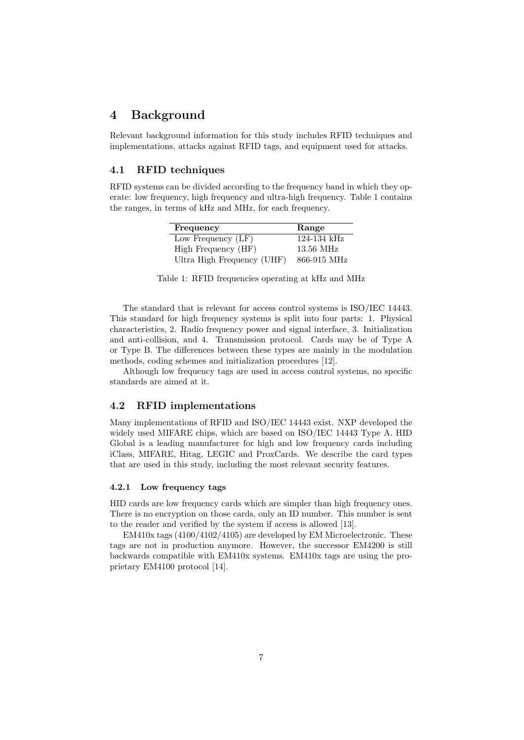# 4 Background

Relevant background information for this study includes RFID techniques and implementations, attacks against RFID tags, and equipment used for attacks.

## 4.1 RFID techniques

RFID systems can be divided according to the frequency band in which they operate: low frequency, high frequency and ultra-high frequency. Table 1 contains the ranges, in terms of kHz and MHz, for each frequency.

| Frequency | Range |
|---|---|
| Low Frequency (LF) | 124-134 kHz |
| High Frequency (HF) | 13.56 MHz |
| Ultra High Frequency (UHF) | 866-915 MHz |

Table 1: RFID frequencies operating at kHz and MHz

The standard that is relevant for access control systems is ISO/IEC 14443. This standard for high frequency systems is split into four parts: 1. Physical characteristics, 2. Radio frequency power and signal interface, 3. Initialization and anti-collision, and 4. Transmission protocol. Cards may be of Type A or Type B. The differences between these types are mainly in the modulation methods, coding schemes and initialization procedures [12].

Although low frequency tags are used in access control systems, no specific standards are aimed at it.

## 4.2 RFID implementations

Many implementations of RFID and ISO/IEC 14443 exist. NXP developed the widely used MIFARE chips, which are based on ISO/IEC 14443 Type A. HID Global is a leading manufacturer for high and low frequency cards including iClass, MIFARE, Hitag, LEGIC and ProxCards. We describe the card types that are used in this study, including the most relevant security features.

### 4.2.1 Low frequency tags

HID cards are low frequency cards which are simpler than high frequency ones. There is no encryption on those cards, only an ID number. This number is sent to the reader and verified by the system if access is allowed [13].

EM410x tags (4100/4102/4105) are developed by EM Microelectronic. These tags are not in production anymore. However, the successor EM4200 is still backwards compatible with EM410x systems. EM410x tags are using the proprietary EM4100 protocol [14].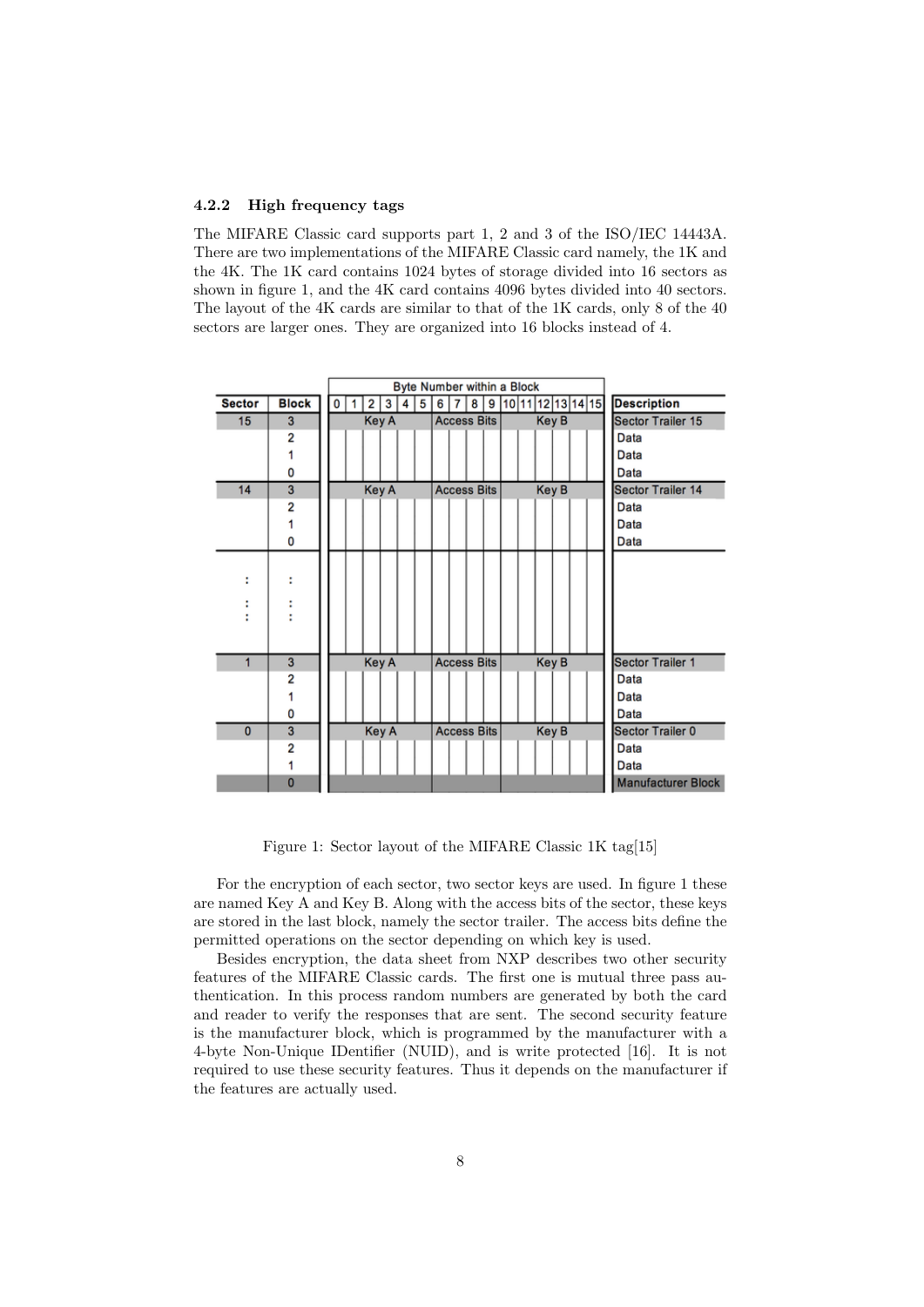### 4.2.2 High frequency tags

The MIFARE Classic card supports part 1, 2 and 3 of the ISO/IEC 14443A. There are two implementations of the MIFARE Classic card namely, the 1K and the 4K. The 1K card contains 1024 bytes of storage divided into 16 sectors as shown in figure 1, and the 4K card contains 4096 bytes divided into 40 sectors. The layout of the 4K cards are similar to that of the 1K cards, only 8 of the 40 sectors are larger ones. They are organized into 16 blocks instead of 4.

| | | Byte Number within a Block | | | | | | | | | | | | | | | | |
|---|---|---|---|---|---|---|---|---|---|---|---|---|---|---|---|---|---|---|
| Sector | Block | 0 | 1 | 2 | 3 | 4 | 5 | 6 | 7 | 8 | 9 | 10 | 11 | 12 | 13 | 14 | 15 | Description |
| 15 | 3 | Key A | | | | | | Access Bits | | | | Key B | | | | | | Sector Trailer 15 |
| | 2 | | | | | | | | | | | | | | | | | Data |
| | 1 | | | | | | | | | | | | | | | | | Data |
| | 0 | | | | | | | | | | | | | | | | | Data |
| 14 | 3 | Key A | | | | | | Access Bits | | | | Key B | | | | | | Sector Trailer 14 |
| | 2 | | | | | | | | | | | | | | | | | Data |
| | 1 | | | | | | | | | | | | | | | | | Data |
| | 0 | | | | | | | | | | | | | | | | | Data |
| : | : | | | | | | | | | | | | | | | | | |
| : | : | | | | | | | | | | | | | | | | | |
| 1 | 3 | Key A | | | | | | Access Bits | | | | Key B | | | | | | Sector Trailer 1 |
| | 2 | | | | | | | | | | | | | | | | | Data |
| | 1 | | | | | | | | | | | | | | | | | Data |
| | 0 | | | | | | | | | | | | | | | | | Data |
| 0 | 3 | Key A | | | | | | Access Bits | | | | Key B | | | | | | Sector Trailer 0 |
| | 2 | | | | | | | | | | | | | | | | | Data |
| | 1 | | | | | | | | | | | | | | | | | Data |
| | 0 | | | | | | | | | | | | | | | | | Manufacturer Block |

Figure 1: Sector layout of the MIFARE Classic 1K tag[15]

For the encryption of each sector, two sector keys are used. In figure 1 these are named Key A and Key B. Along with the access bits of the sector, these keys are stored in the last block, namely the sector trailer. The access bits define the permitted operations on the sector depending on which key is used.

Besides encryption, the data sheet from NXP describes two other security features of the MIFARE Classic cards. The first one is mutual three pass authentication. In this process random numbers are generated by both the card and reader to verify the responses that are sent. The second security feature is the manufacturer block, which is programmed by the manufacturer with a 4-byte Non-Unique IDentifier (NUID), and is write protected [16]. It is not required to use these security features. Thus it depends on the manufacturer if the features are actually used.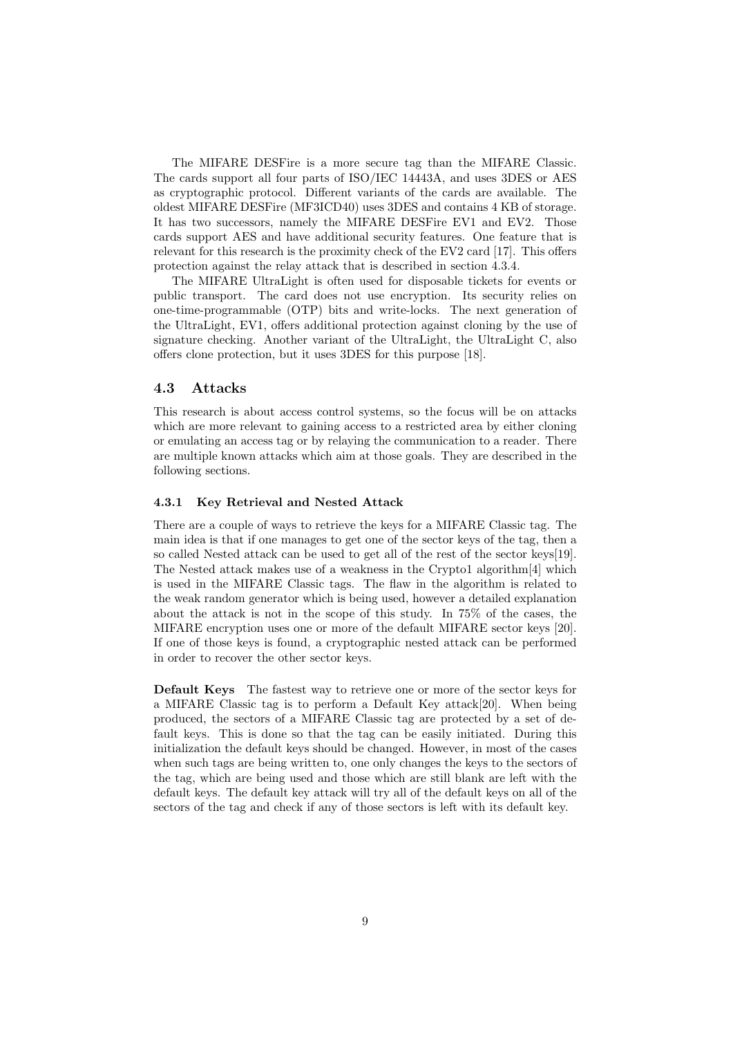The MIFARE DESFire is a more secure tag than the MIFARE Classic. The cards support all four parts of ISO/IEC 14443A, and uses 3DES or AES as cryptographic protocol. Different variants of the cards are available. The oldest MIFARE DESFire (MF3ICD40) uses 3DES and contains 4 KB of storage. It has two successors, namely the MIFARE DESFire EV1 and EV2. Those cards support AES and have additional security features. One feature that is relevant for this research is the proximity check of the EV2 card [17]. This offers protection against the relay attack that is described in section 4.3.4.

The MIFARE UltraLight is often used for disposable tickets for events or public transport. The card does not use encryption. Its security relies on one-time-programmable (OTP) bits and write-locks. The next generation of the UltraLight, EV1, offers additional protection against cloning by the use of signature checking. Another variant of the UltraLight, the UltraLight C, also offers clone protection, but it uses 3DES for this purpose [18].

## 4.3 Attacks

This research is about access control systems, so the focus will be on attacks which are more relevant to gaining access to a restricted area by either cloning or emulating an access tag or by relaying the communication to a reader. There are multiple known attacks which aim at those goals. They are described in the following sections.

### 4.3.1 Key Retrieval and Nested Attack

There are a couple of ways to retrieve the keys for a MIFARE Classic tag. The main idea is that if one manages to get one of the sector keys of the tag, then a so called Nested attack can be used to get all of the rest of the sector keys[19]. The Nested attack makes use of a weakness in the Crypto1 algorithm[4] which is used in the MIFARE Classic tags. The flaw in the algorithm is related to the weak random generator which is being used, however a detailed explanation about the attack is not in the scope of this study. In 75% of the cases, the MIFARE encryption uses one or more of the default MIFARE sector keys [20]. If one of those keys is found, a cryptographic nested attack can be performed in order to recover the other sector keys.

**Default Keys** The fastest way to retrieve one or more of the sector keys for a MIFARE Classic tag is to perform a Default Key attack[20]. When being produced, the sectors of a MIFARE Classic tag are protected by a set of default keys. This is done so that the tag can be easily initiated. During this initialization the default keys should be changed. However, in most of the cases when such tags are being written to, one only changes the keys to the sectors of the tag, which are being used and those which are still blank are left with the default keys. The default key attack will try all of the default keys on all of the sectors of the tag and check if any of those sectors is left with its default key.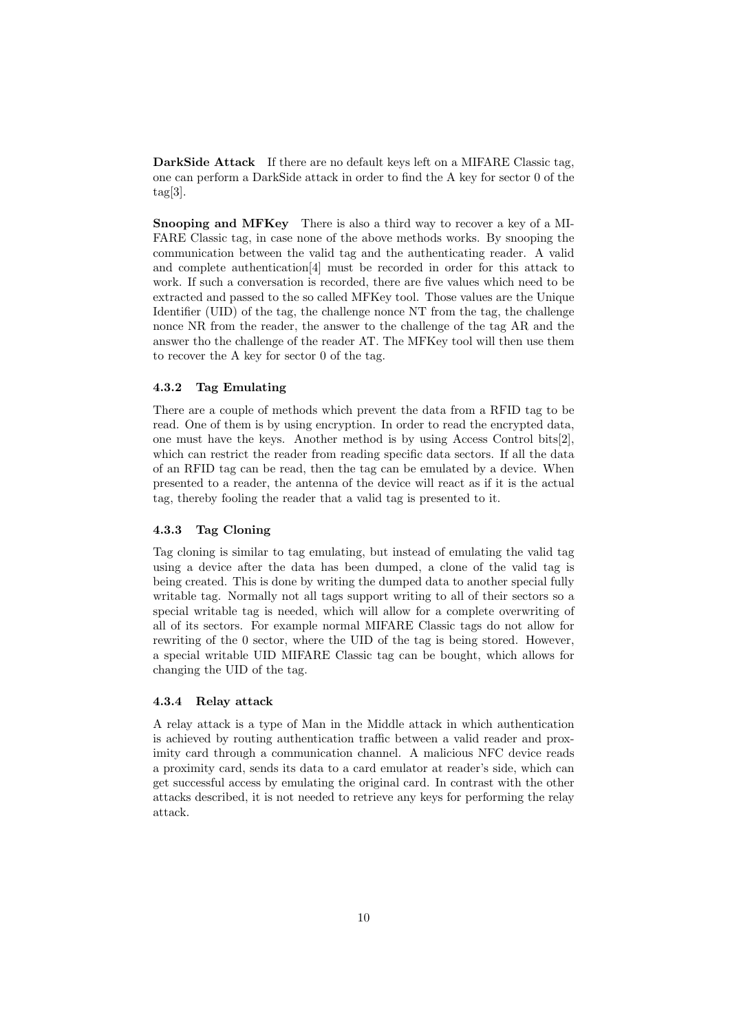**DarkSide Attack** If there are no default keys left on a MIFARE Classic tag, one can perform a DarkSide attack in order to find the A key for sector 0 of the tag[3].

**Snooping and MFKey** There is also a third way to recover a key of a MIFARE Classic tag, in case none of the above methods works. By snooping the communication between the valid tag and the authenticating reader. A valid and complete authentication[4] must be recorded in order for this attack to work. If such a conversation is recorded, there are five values which need to be extracted and passed to the so called MFKey tool. Those values are the Unique Identifier (UID) of the tag, the challenge nonce NT from the tag, the challenge nonce NR from the reader, the answer to the challenge of the tag AR and the answer tho the challenge of the reader AT. The MFKey tool will then use them to recover the A key for sector 0 of the tag.

#### 4.3.2 Tag Emulating

There are a couple of methods which prevent the data from a RFID tag to be read. One of them is by using encryption. In order to read the encrypted data, one must have the keys. Another method is by using Access Control bits[2], which can restrict the reader from reading specific data sectors. If all the data of an RFID tag can be read, then the tag can be emulated by a device. When presented to a reader, the antenna of the device will react as if it is the actual tag, thereby fooling the reader that a valid tag is presented to it.

#### 4.3.3 Tag Cloning

Tag cloning is similar to tag emulating, but instead of emulating the valid tag using a device after the data has been dumped, a clone of the valid tag is being created. This is done by writing the dumped data to another special fully writable tag. Normally not all tags support writing to all of their sectors so a special writable tag is needed, which will allow for a complete overwriting of all of its sectors. For example normal MIFARE Classic tags do not allow for rewriting of the 0 sector, where the UID of the tag is being stored. However, a special writable UID MIFARE Classic tag can be bought, which allows for changing the UID of the tag.

#### 4.3.4 Relay attack

A relay attack is a type of Man in the Middle attack in which authentication is achieved by routing authentication traffic between a valid reader and proximity card through a communication channel. A malicious NFC device reads a proximity card, sends its data to a card emulator at reader's side, which can get successful access by emulating the original card. In contrast with the other attacks described, it is not needed to retrieve any keys for performing the relay attack.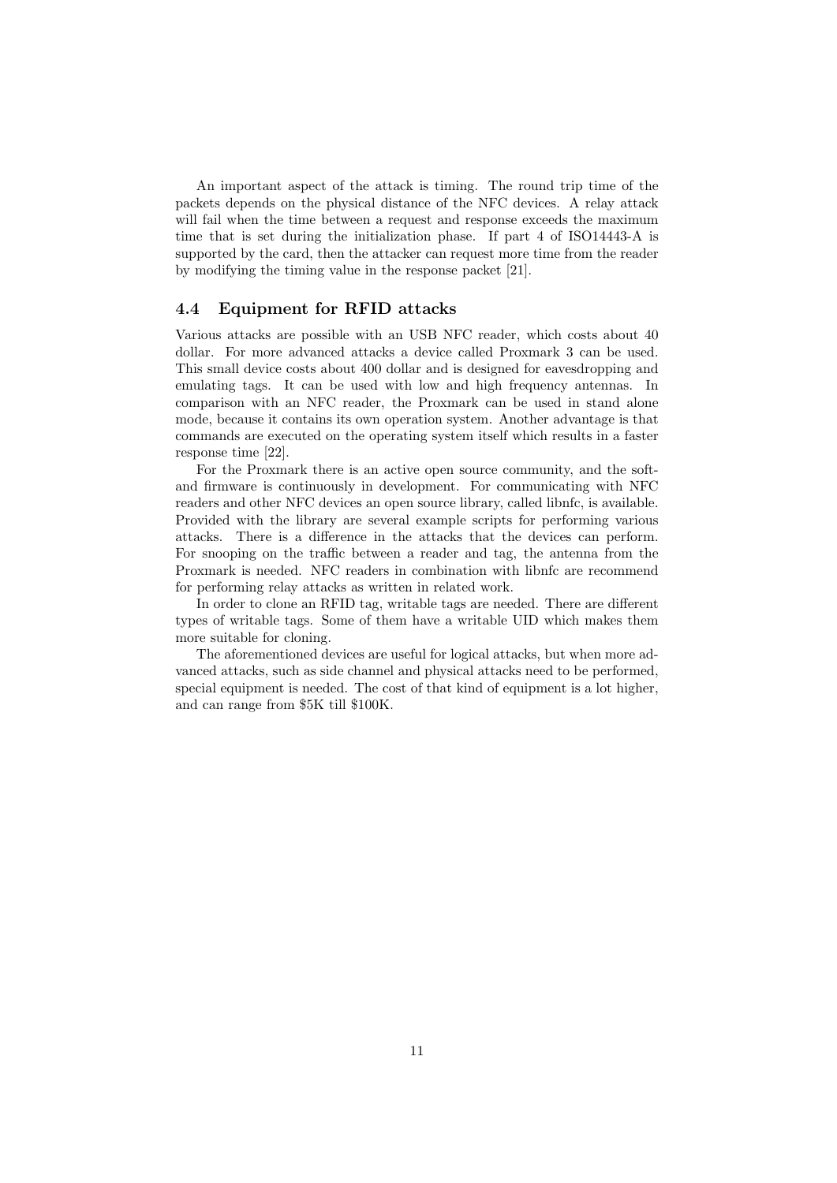An important aspect of the attack is timing. The round trip time of the packets depends on the physical distance of the NFC devices. A relay attack will fail when the time between a request and response exceeds the maximum time that is set during the initialization phase. If part 4 of ISO14443-A is supported by the card, then the attacker can request more time from the reader by modifying the timing value in the response packet [21].

### 4.4 Equipment for RFID attacks

Various attacks are possible with an USB NFC reader, which costs about 40 dollar. For more advanced attacks a device called Proxmark 3 can be used. This small device costs about 400 dollar and is designed for eavesdropping and emulating tags. It can be used with low and high frequency antennas. In comparison with an NFC reader, the Proxmark can be used in stand alone mode, because it contains its own operation system. Another advantage is that commands are executed on the operating system itself which results in a faster response time [22].

For the Proxmark there is an active open source community, and the soft- and firmware is continuously in development. For communicating with NFC readers and other NFC devices an open source library, called libnfc, is available. Provided with the library are several example scripts for performing various attacks. There is a difference in the attacks that the devices can perform. For snooping on the traffic between a reader and tag, the antenna from the Proxmark is needed. NFC readers in combination with libnfc are recommend for performing relay attacks as written in related work.

In order to clone an RFID tag, writable tags are needed. There are different types of writable tags. Some of them have a writable UID which makes them more suitable for cloning.

The aforementioned devices are useful for logical attacks, but when more advanced attacks, such as side channel and physical attacks need to be performed, special equipment is needed. The cost of that kind of equipment is a lot higher, and can range from $5K till $100K.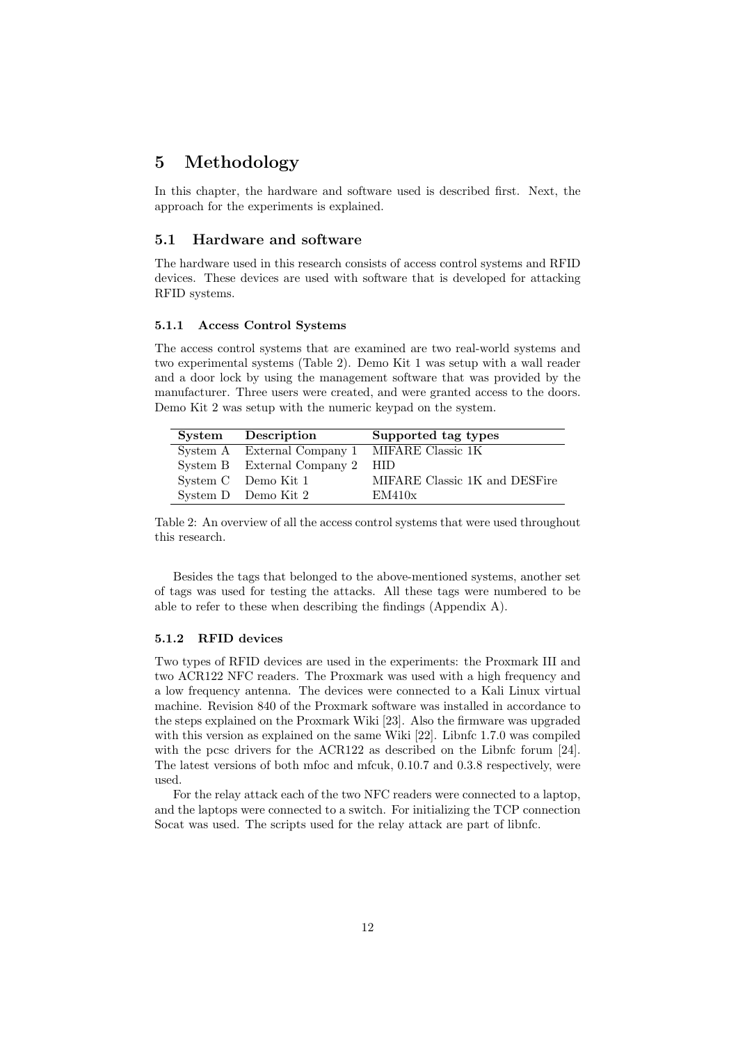# 5 Methodology

In this chapter, the hardware and software used is described first. Next, the approach for the experiments is explained.

## 5.1 Hardware and software

The hardware used in this research consists of access control systems and RFID devices. These devices are used with software that is developed for attacking RFID systems.

### 5.1.1 Access Control Systems

The access control systems that are examined are two real-world systems and two experimental systems (Table 2). Demo Kit 1 was setup with a wall reader and a door lock by using the management software that was provided by the manufacturer. Three users were created, and were granted access to the doors. Demo Kit 2 was setup with the numeric keypad on the system.

| System | Description | Supported tag types |
|---|---|---|
| System A | External Company 1 | MIFARE Classic 1K |
| System B | External Company 2 | HID |
| System C | Demo Kit 1 | MIFARE Classic 1K and DESFire |
| System D | Demo Kit 2 | EM410x |

Table 2: An overview of all the access control systems that were used throughout this research.

Besides the tags that belonged to the above-mentioned systems, another set of tags was used for testing the attacks. All these tags were numbered to be able to refer to these when describing the findings (Appendix A).

### 5.1.2 RFID devices

Two types of RFID devices are used in the experiments: the Proxmark III and two ACR122 NFC readers. The Proxmark was used with a high frequency and a low frequency antenna. The devices were connected to a Kali Linux virtual machine. Revision 840 of the Proxmark software was installed in accordance to the steps explained on the Proxmark Wiki [23]. Also the firmware was upgraded with this version as explained on the same Wiki [22]. Libnfc 1.7.0 was compiled with the pcsc drivers for the ACR122 as described on the Libnfc forum [24]. The latest versions of both mfoc and mfcuk, 0.10.7 and 0.3.8 respectively, were used.

For the relay attack each of the two NFC readers were connected to a laptop, and the laptops were connected to a switch. For initializing the TCP connection Socat was used. The scripts used for the relay attack are part of libnfc.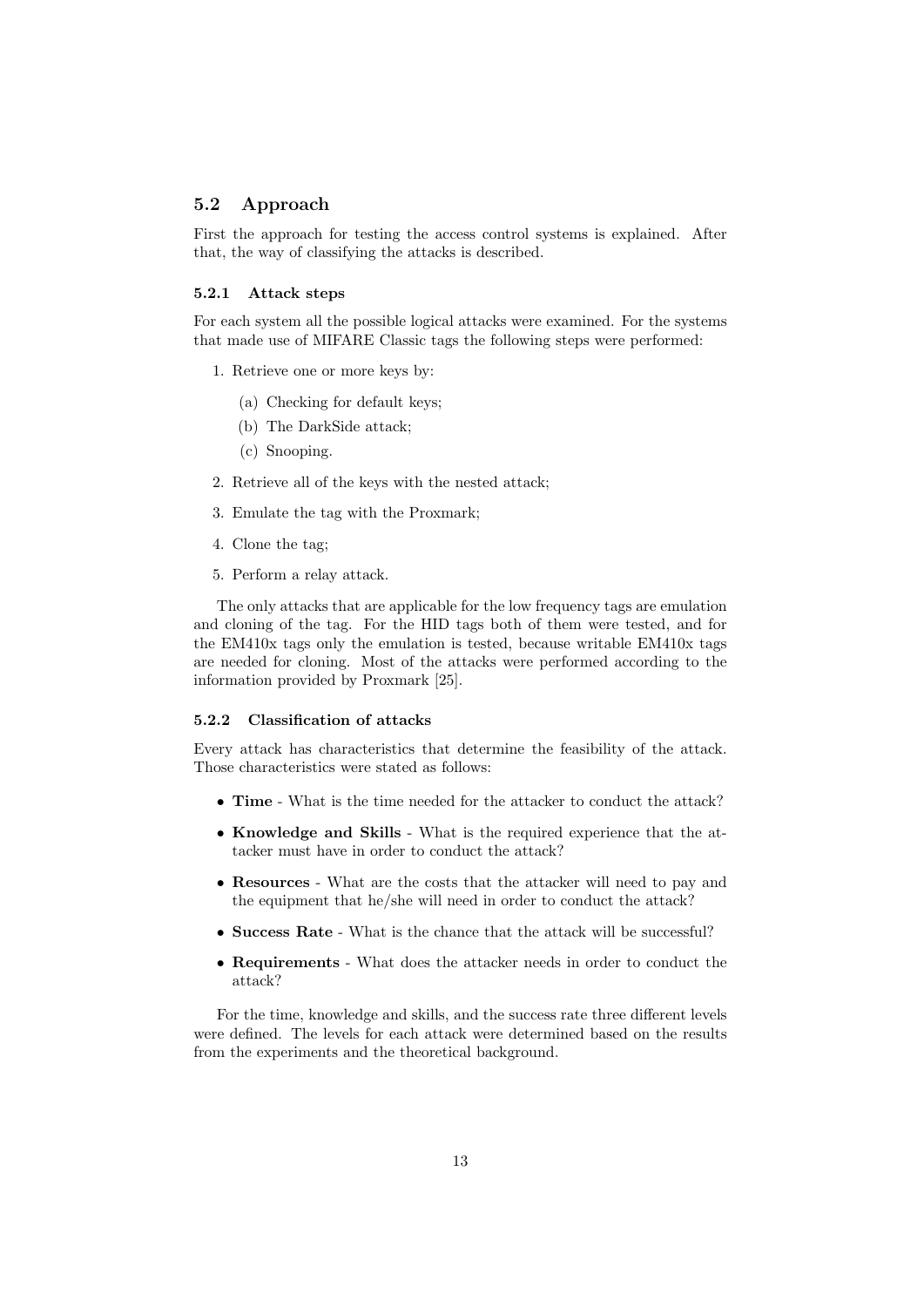## 5.2 Approach

First the approach for testing the access control systems is explained. After that, the way of classifying the attacks is described.

### 5.2.1 Attack steps

For each system all the possible logical attacks were examined. For the systems that made use of MIFARE Classic tags the following steps were performed:

1. Retrieve one or more keys by:
   (a) Checking for default keys;
   (b) The DarkSide attack;
   (c) Snooping.
2. Retrieve all of the keys with the nested attack;
3. Emulate the tag with the Proxmark;
4. Clone the tag;
5. Perform a relay attack.

The only attacks that are applicable for the low frequency tags are emulation and cloning of the tag. For the HID tags both of them were tested, and for the EM410x tags only the emulation is tested, because writable EM410x tags are needed for cloning. Most of the attacks were performed according to the information provided by Proxmark [25].

### 5.2.2 Classification of attacks

Every attack has characteristics that determine the feasibility of the attack. Those characteristics were stated as follows:

- **Time** - What is the time needed for the attacker to conduct the attack?
- **Knowledge and Skills** - What is the required experience that the attacker must have in order to conduct the attack?
- **Resources** - What are the costs that the attacker will need to pay and the equipment that he/she will need in order to conduct the attack?
- **Success Rate** - What is the chance that the attack will be successful?
- **Requirements** - What does the attacker needs in order to conduct the attack?

For the time, knowledge and skills, and the success rate three different levels were defined. The levels for each attack were determined based on the results from the experiments and the theoretical background.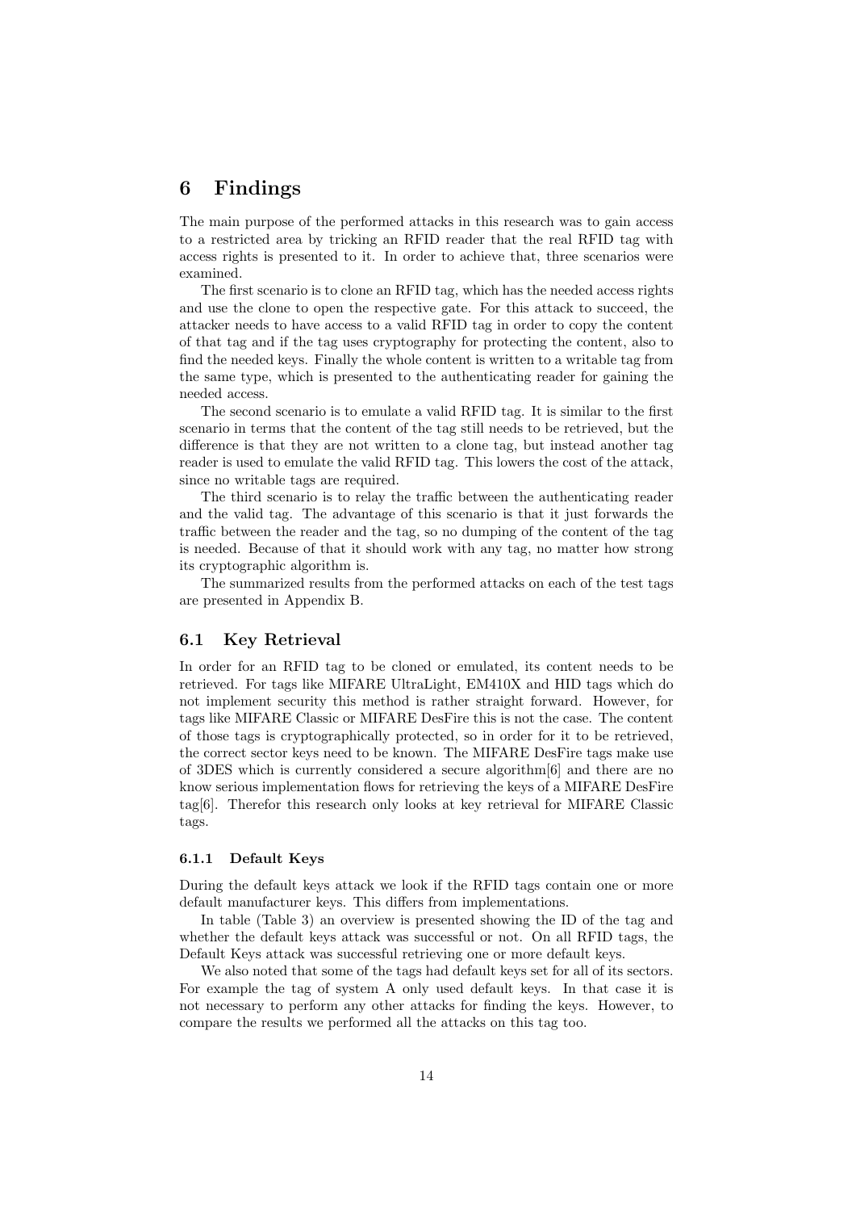# 6 Findings

The main purpose of the performed attacks in this research was to gain access to a restricted area by tricking an RFID reader that the real RFID tag with access rights is presented to it. In order to achieve that, three scenarios were examined.

The first scenario is to clone an RFID tag, which has the needed access rights and use the clone to open the respective gate. For this attack to succeed, the attacker needs to have access to a valid RFID tag in order to copy the content of that tag and if the tag uses cryptography for protecting the content, also to find the needed keys. Finally the whole content is written to a writable tag from the same type, which is presented to the authenticating reader for gaining the needed access.

The second scenario is to emulate a valid RFID tag. It is similar to the first scenario in terms that the content of the tag still needs to be retrieved, but the difference is that they are not written to a clone tag, but instead another tag reader is used to emulate the valid RFID tag. This lowers the cost of the attack, since no writable tags are required.

The third scenario is to relay the traffic between the authenticating reader and the valid tag. The advantage of this scenario is that it just forwards the traffic between the reader and the tag, so no dumping of the content of the tag is needed. Because of that it should work with any tag, no matter how strong its cryptographic algorithm is.

The summarized results from the performed attacks on each of the test tags are presented in Appendix B.

## 6.1 Key Retrieval

In order for an RFID tag to be cloned or emulated, its content needs to be retrieved. For tags like MIFARE UltraLight, EM410X and HID tags which do not implement security this method is rather straight forward. However, for tags like MIFARE Classic or MIFARE DesFire this is not the case. The content of those tags is cryptographically protected, so in order for it to be retrieved, the correct sector keys need to be known. The MIFARE DesFire tags make use of 3DES which is currently considered a secure algorithm[6] and there are no know serious implementation flows for retrieving the keys of a MIFARE DesFire tag[6]. Therefor this research only looks at key retrieval for MIFARE Classic tags.

### 6.1.1 Default Keys

During the default keys attack we look if the RFID tags contain one or more default manufacturer keys. This differs from implementations.

In table (Table 3) an overview is presented showing the ID of the tag and whether the default keys attack was successful or not. On all RFID tags, the Default Keys attack was successful retrieving one or more default keys.

We also noted that some of the tags had default keys set for all of its sectors. For example the tag of system A only used default keys. In that case it is not necessary to perform any other attacks for finding the keys. However, to compare the results we performed all the attacks on this tag too.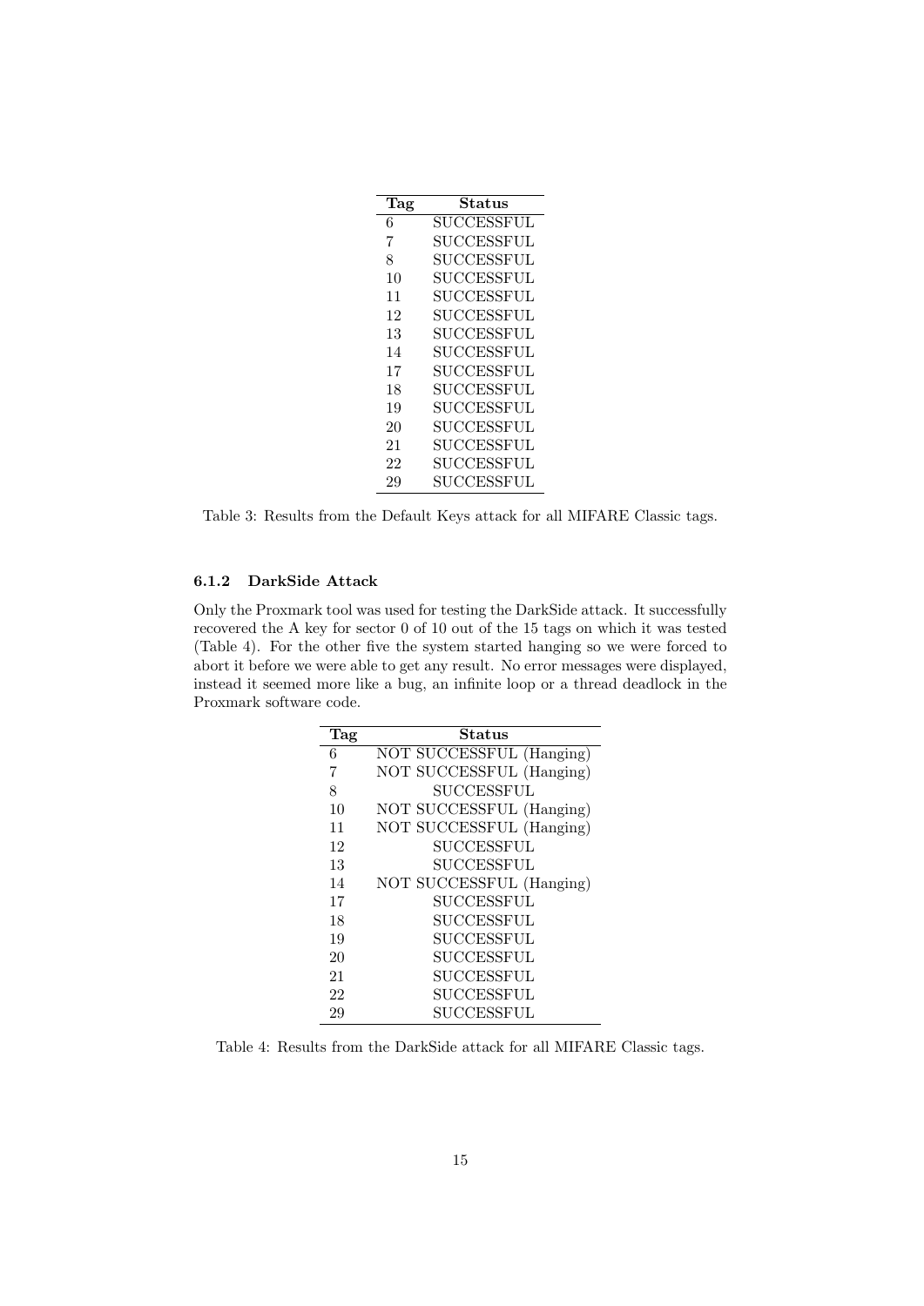| Tag | Status |
|---|---|
| 6 | SUCCESSFUL |
| 7 | SUCCESSFUL |
| 8 | SUCCESSFUL |
| 10 | SUCCESSFUL |
| 11 | SUCCESSFUL |
| 12 | SUCCESSFUL |
| 13 | SUCCESSFUL |
| 14 | SUCCESSFUL |
| 17 | SUCCESSFUL |
| 18 | SUCCESSFUL |
| 19 | SUCCESSFUL |
| 20 | SUCCESSFUL |
| 21 | SUCCESSFUL |
| 22 | SUCCESSFUL |
| 29 | SUCCESSFUL |

Table 3: Results from the Default Keys attack for all MIFARE Classic tags.

#### 6.1.2 DarkSide Attack

Only the Proxmark tool was used for testing the DarkSide attack. It successfully recovered the A key for sector 0 of 10 out of the 15 tags on which it was tested (Table 4). For the other five the system started hanging so we were forced to abort it before we were able to get any result. No error messages were displayed, instead it seemed more like a bug, an infinite loop or a thread deadlock in the Proxmark software code.

| Tag | Status |
|---|---|
| 6 | NOT SUCCESSFUL (Hanging) |
| 7 | NOT SUCCESSFUL (Hanging) |
| 8 | SUCCESSFUL |
| 10 | NOT SUCCESSFUL (Hanging) |
| 11 | NOT SUCCESSFUL (Hanging) |
| 12 | SUCCESSFUL |
| 13 | SUCCESSFUL |
| 14 | NOT SUCCESSFUL (Hanging) |
| 17 | SUCCESSFUL |
| 18 | SUCCESSFUL |
| 19 | SUCCESSFUL |
| 20 | SUCCESSFUL |
| 21 | SUCCESSFUL |
| 22 | SUCCESSFUL |
| 29 | SUCCESSFUL |

Table 4: Results from the DarkSide attack for all MIFARE Classic tags.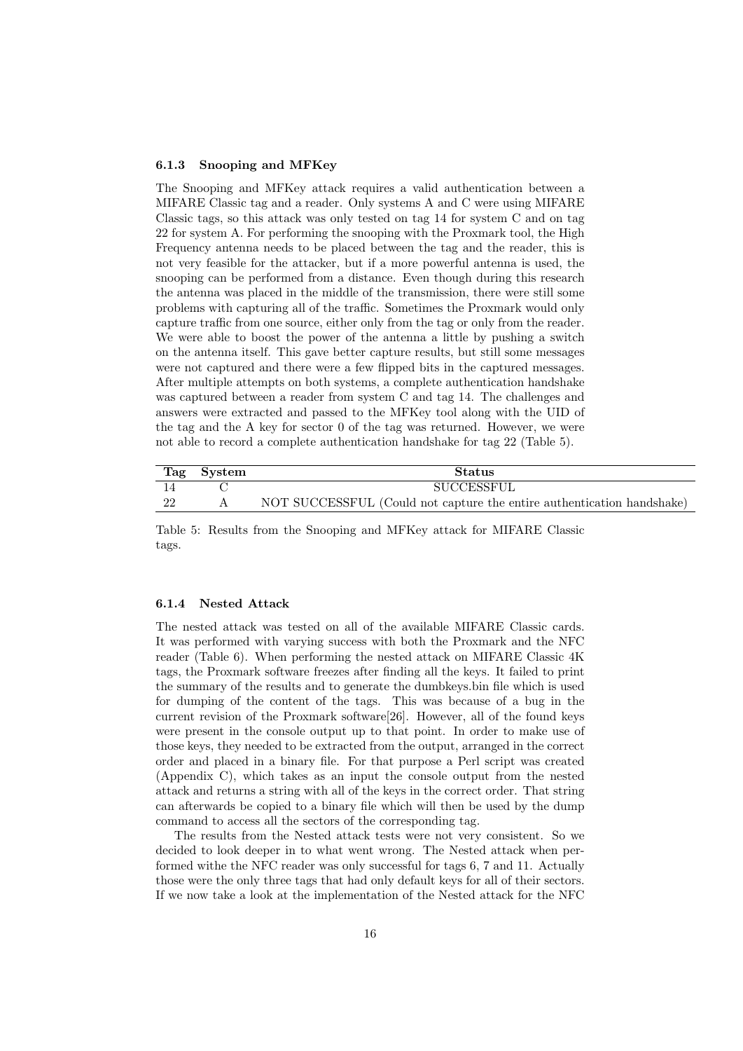### 6.1.3 Snooping and MFKey

The Snooping and MFKey attack requires a valid authentication between a MIFARE Classic tag and a reader. Only systems A and C were using MIFARE Classic tags, so this attack was only tested on tag 14 for system C and on tag 22 for system A. For performing the snooping with the Proxmark tool, the High Frequency antenna needs to be placed between the tag and the reader, this is not very feasible for the attacker, but if a more powerful antenna is used, the snooping can be performed from a distance. Even though during this research the antenna was placed in the middle of the transmission, there were still some problems with capturing all of the traffic. Sometimes the Proxmark would only capture traffic from one source, either only from the tag or only from the reader. We were able to boost the power of the antenna a little by pushing a switch on the antenna itself. This gave better capture results, but still some messages were not captured and there were a few flipped bits in the captured messages. After multiple attempts on both systems, a complete authentication handshake was captured between a reader from system C and tag 14. The challenges and answers were extracted and passed to the MFKey tool along with the UID of the tag and the A key for sector 0 of the tag was returned. However, we were not able to record a complete authentication handshake for tag 22 (Table 5).

| Tag | System | Status |
|---|---|---|
| 14 | C | SUCCESSFUL |
| 22 | A | NOT SUCCESSFUL (Could not capture the entire authentication handshake) |

Table 5: Results from the Snooping and MFKey attack for MIFARE Classic tags.

### 6.1.4 Nested Attack

The nested attack was tested on all of the available MIFARE Classic cards. It was performed with varying success with both the Proxmark and the NFC reader (Table 6). When performing the nested attack on MIFARE Classic 4K tags, the Proxmark software freezes after finding all the keys. It failed to print the summary of the results and to generate the dumbkeys.bin file which is used for dumping of the content of the tags. This was because of a bug in the current revision of the Proxmark software[26]. However, all of the found keys were present in the console output up to that point. In order to make use of those keys, they needed to be extracted from the output, arranged in the correct order and placed in a binary file. For that purpose a Perl script was created (Appendix C), which takes as an input the console output from the nested attack and returns a string with all of the keys in the correct order. That string can afterwards be copied to a binary file which will then be used by the dump command to access all the sectors of the corresponding tag.

The results from the Nested attack tests were not very consistent. So we decided to look deeper in to what went wrong. The Nested attack when performed withe the NFC reader was only successful for tags 6, 7 and 11. Actually those were the only three tags that had only default keys for all of their sectors. If we now take a look at the implementation of the Nested attack for the NFC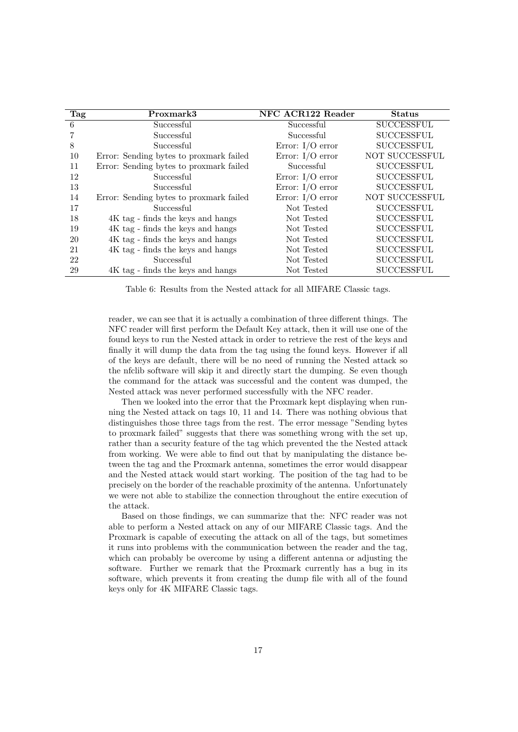| Tag | Proxmark3 | NFC ACR122 Reader | Status |
|---|---|---|---|
| 6 | Successful | Successful | SUCCESSFUL |
| 7 | Successful | Successful | SUCCESSFUL |
| 8 | Successful | Error: I/O error | SUCCESSFUL |
| 10 | Error: Sending bytes to proxmark failed | Error: I/O error | NOT SUCCESSFUL |
| 11 | Error: Sending bytes to proxmark failed | Successful | SUCCESSFUL |
| 12 | Successful | Error: I/O error | SUCCESSFUL |
| 13 | Successful | Error: I/O error | SUCCESSFUL |
| 14 | Error: Sending bytes to proxmark failed | Error: I/O error | NOT SUCCESSFUL |
| 17 | Successful | Not Tested | SUCCESSFUL |
| 18 | 4K tag - finds the keys and hangs | Not Tested | SUCCESSFUL |
| 19 | 4K tag - finds the keys and hangs | Not Tested | SUCCESSFUL |
| 20 | 4K tag - finds the keys and hangs | Not Tested | SUCCESSFUL |
| 21 | 4K tag - finds the keys and hangs | Not Tested | SUCCESSFUL |
| 22 | Successful | Not Tested | SUCCESSFUL |
| 29 | 4K tag - finds the keys and hangs | Not Tested | SUCCESSFUL |

Table 6: Results from the Nested attack for all MIFARE Classic tags.

reader, we can see that it is actually a combination of three different things. The NFC reader will first perform the Default Key attack, then it will use one of the found keys to run the Nested attack in order to retrieve the rest of the keys and finally it will dump the data from the tag using the found keys. However if all of the keys are default, there will be no need of running the Nested attack so the nfclib software will skip it and directly start the dumping. Se even though the command for the attack was successful and the content was dumped, the Nested attack was never performed successfully with the NFC reader.

Then we looked into the error that the Proxmark kept displaying when running the Nested attack on tags 10, 11 and 14. There was nothing obvious that distinguishes those three tags from the rest. The error message "Sending bytes to proxmark failed" suggests that there was something wrong with the set up, rather than a security feature of the tag which prevented the the Nested attack from working. We were able to find out that by manipulating the distance between the tag and the Proxmark antenna, sometimes the error would disappear and the Nested attack would start working. The position of the tag had to be precisely on the border of the reachable proximity of the antenna. Unfortunately we were not able to stabilize the connection throughout the entire execution of the attack.

Based on those findings, we can summarize that the: NFC reader was not able to perform a Nested attack on any of our MIFARE Classic tags. And the Proxmark is capable of executing the attack on all of the tags, but sometimes it runs into problems with the communication between the reader and the tag, which can probably be overcome by using a different antenna or adjusting the software. Further we remark that the Proxmark currently has a bug in its software, which prevents it from creating the dump file with all of the found keys only for 4K MIFARE Classic tags.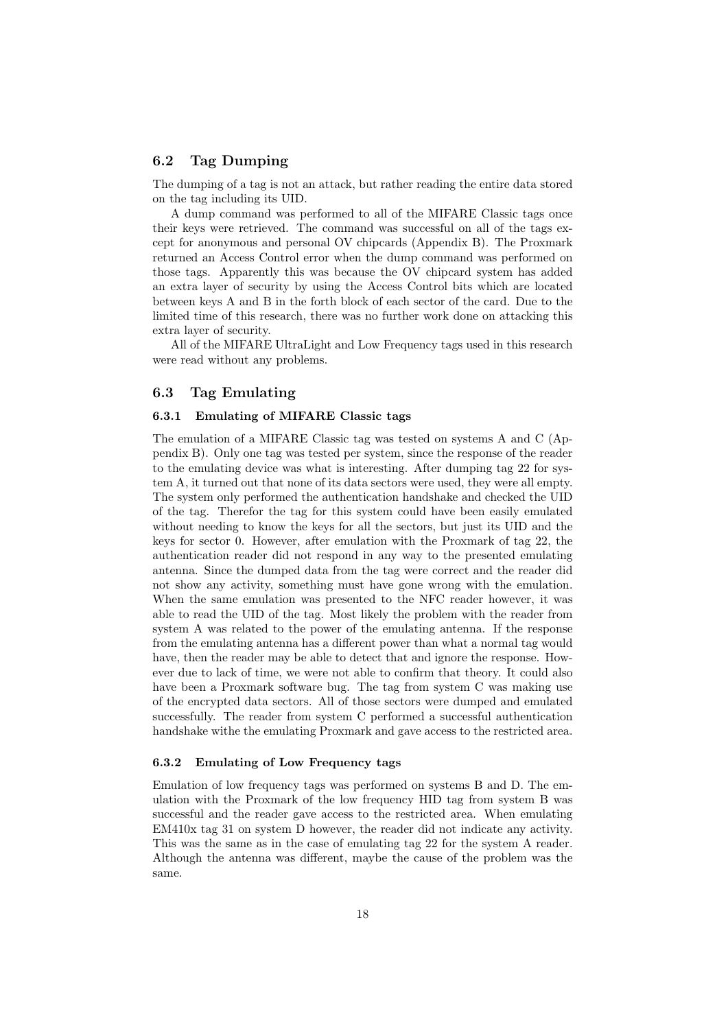## 6.2 Tag Dumping

The dumping of a tag is not an attack, but rather reading the entire data stored on the tag including its UID.

A dump command was performed to all of the MIFARE Classic tags once their keys were retrieved. The command was successful on all of the tags except for anonymous and personal OV chipcards (Appendix B). The Proxmark returned an Access Control error when the dump command was performed on those tags. Apparently this was because the OV chipcard system has added an extra layer of security by using the Access Control bits which are located between keys A and B in the forth block of each sector of the card. Due to the limited time of this research, there was no further work done on attacking this extra layer of security.

All of the MIFARE UltraLight and Low Frequency tags used in this research were read without any problems.

## 6.3 Tag Emulating

### 6.3.1 Emulating of MIFARE Classic tags

The emulation of a MIFARE Classic tag was tested on systems A and C (Appendix B). Only one tag was tested per system, since the response of the reader to the emulating device was what is interesting. After dumping tag 22 for system A, it turned out that none of its data sectors were used, they were all empty. The system only performed the authentication handshake and checked the UID of the tag. Therefor the tag for this system could have been easily emulated without needing to know the keys for all the sectors, but just its UID and the keys for sector 0. However, after emulation with the Proxmark of tag 22, the authentication reader did not respond in any way to the presented emulating antenna. Since the dumped data from the tag were correct and the reader did not show any activity, something must have gone wrong with the emulation. When the same emulation was presented to the NFC reader however, it was able to read the UID of the tag. Most likely the problem with the reader from system A was related to the power of the emulating antenna. If the response from the emulating antenna has a different power than what a normal tag would have, then the reader may be able to detect that and ignore the response. However due to lack of time, we were not able to confirm that theory. It could also have been a Proxmark software bug. The tag from system C was making use of the encrypted data sectors. All of those sectors were dumped and emulated successfully. The reader from system C performed a successful authentication handshake withe the emulating Proxmark and gave access to the restricted area.

### 6.3.2 Emulating of Low Frequency tags

Emulation of low frequency tags was performed on systems B and D. The emulation with the Proxmark of the low frequency HID tag from system B was successful and the reader gave access to the restricted area. When emulating EM410x tag 31 on system D however, the reader did not indicate any activity. This was the same as in the case of emulating tag 22 for the system A reader. Although the antenna was different, maybe the cause of the problem was the same.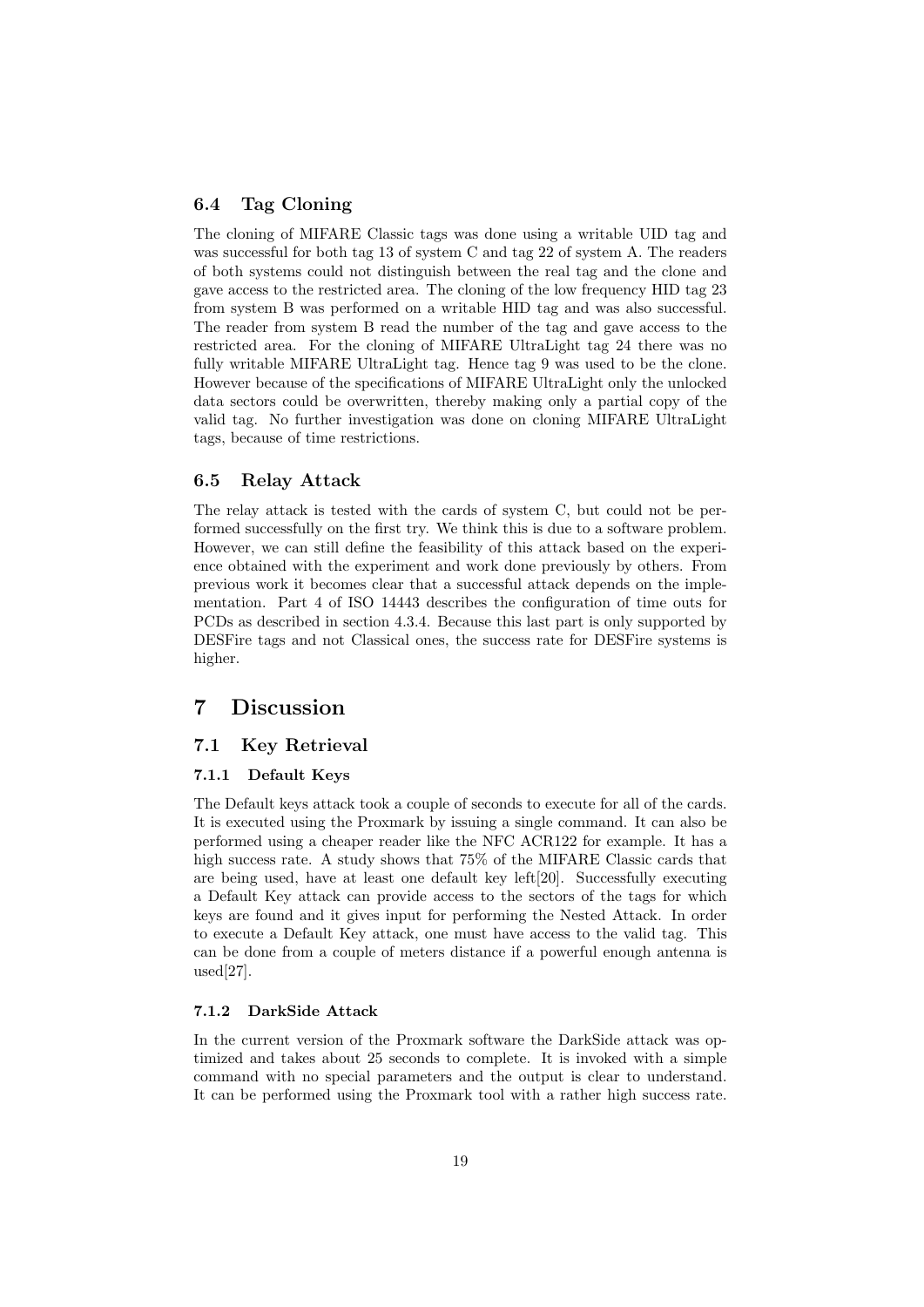### 6.4 Tag Cloning

The cloning of MIFARE Classic tags was done using a writable UID tag and was successful for both tag 13 of system C and tag 22 of system A. The readers of both systems could not distinguish between the real tag and the clone and gave access to the restricted area. The cloning of the low frequency HID tag 23 from system B was performed on a writable HID tag and was also successful. The reader from system B read the number of the tag and gave access to the restricted area. For the cloning of MIFARE UltraLight tag 24 there was no fully writable MIFARE UltraLight tag. Hence tag 9 was used to be the clone. However because of the specifications of MIFARE UltraLight only the unlocked data sectors could be overwritten, thereby making only a partial copy of the valid tag. No further investigation was done on cloning MIFARE UltraLight tags, because of time restrictions.

### 6.5 Relay Attack

The relay attack is tested with the cards of system C, but could not be performed successfully on the first try. We think this is due to a software problem. However, we can still define the feasibility of this attack based on the experience obtained with the experiment and work done previously by others. From previous work it becomes clear that a successful attack depends on the implementation. Part 4 of ISO 14443 describes the configuration of time outs for PCDs as described in section 4.3.4. Because this last part is only supported by DESFire tags and not Classical ones, the success rate for DESFire systems is higher.

# 7 Discussion

## 7.1 Key Retrieval

#### 7.1.1 Default Keys

The Default keys attack took a couple of seconds to execute for all of the cards. It is executed using the Proxmark by issuing a single command. It can also be performed using a cheaper reader like the NFC ACR122 for example. It has a high success rate. A study shows that 75% of the MIFARE Classic cards that are being used, have at least one default key left[20]. Successfully executing a Default Key attack can provide access to the sectors of the tags for which keys are found and it gives input for performing the Nested Attack. In order to execute a Default Key attack, one must have access to the valid tag. This can be done from a couple of meters distance if a powerful enough antenna is used[27].

#### 7.1.2 DarkSide Attack

In the current version of the Proxmark software the DarkSide attack was optimized and takes about 25 seconds to complete. It is invoked with a simple command with no special parameters and the output is clear to understand. It can be performed using the Proxmark tool with a rather high success rate.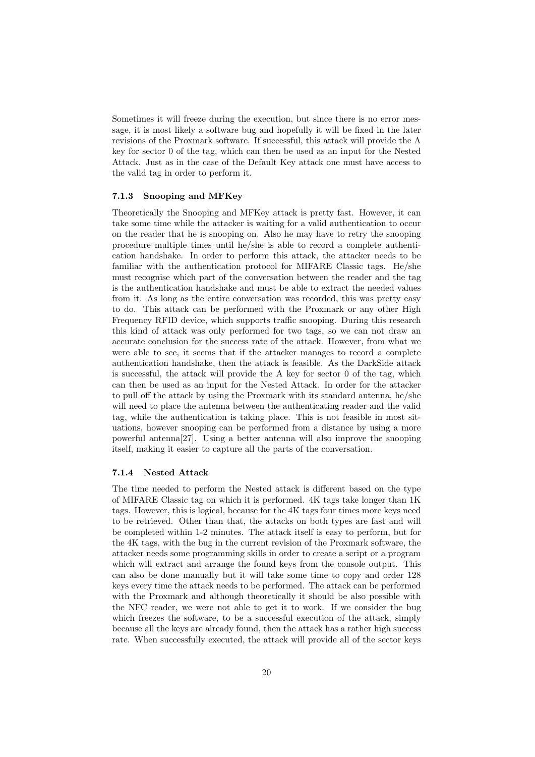Sometimes it will freeze during the execution, but since there is no error message, it is most likely a software bug and hopefully it will be fixed in the later revisions of the Proxmark software. If successful, this attack will provide the A key for sector 0 of the tag, which can then be used as an input for the Nested Attack. Just as in the case of the Default Key attack one must have access to the valid tag in order to perform it.

### 7.1.3 Snooping and MFKey

Theoretically the Snooping and MFKey attack is pretty fast. However, it can take some time while the attacker is waiting for a valid authentication to occur on the reader that he is snooping on. Also he may have to retry the snooping procedure multiple times until he/she is able to record a complete authentication handshake. In order to perform this attack, the attacker needs to be familiar with the authentication protocol for MIFARE Classic tags. He/she must recognise which part of the conversation between the reader and the tag is the authentication handshake and must be able to extract the needed values from it. As long as the entire conversation was recorded, this was pretty easy to do. This attack can be performed with the Proxmark or any other High Frequency RFID device, which supports traffic snooping. During this research this kind of attack was only performed for two tags, so we can not draw an accurate conclusion for the success rate of the attack. However, from what we were able to see, it seems that if the attacker manages to record a complete authentication handshake, then the attack is feasible. As the DarkSide attack is successful, the attack will provide the A key for sector 0 of the tag, which can then be used as an input for the Nested Attack. In order for the attacker to pull off the attack by using the Proxmark with its standard antenna, he/she will need to place the antenna between the authenticating reader and the valid tag, while the authentication is taking place. This is not feasible in most situations, however snooping can be performed from a distance by using a more powerful antenna[27]. Using a better antenna will also improve the snooping itself, making it easier to capture all the parts of the conversation.

### 7.1.4 Nested Attack

The time needed to perform the Nested attack is different based on the type of MIFARE Classic tag on which it is performed. 4K tags take longer than 1K tags. However, this is logical, because for the 4K tags four times more keys need to be retrieved. Other than that, the attacks on both types are fast and will be completed within 1-2 minutes. The attack itself is easy to perform, but for the 4K tags, with the bug in the current revision of the Proxmark software, the attacker needs some programming skills in order to create a script or a program which will extract and arrange the found keys from the console output. This can also be done manually but it will take some time to copy and order 128 keys every time the attack needs to be performed. The attack can be performed with the Proxmark and although theoretically it should be also possible with the NFC reader, we were not able to get it to work. If we consider the bug which freezes the software, to be a successful execution of the attack, simply because all the keys are already found, then the attack has a rather high success rate. When successfully executed, the attack will provide all of the sector keys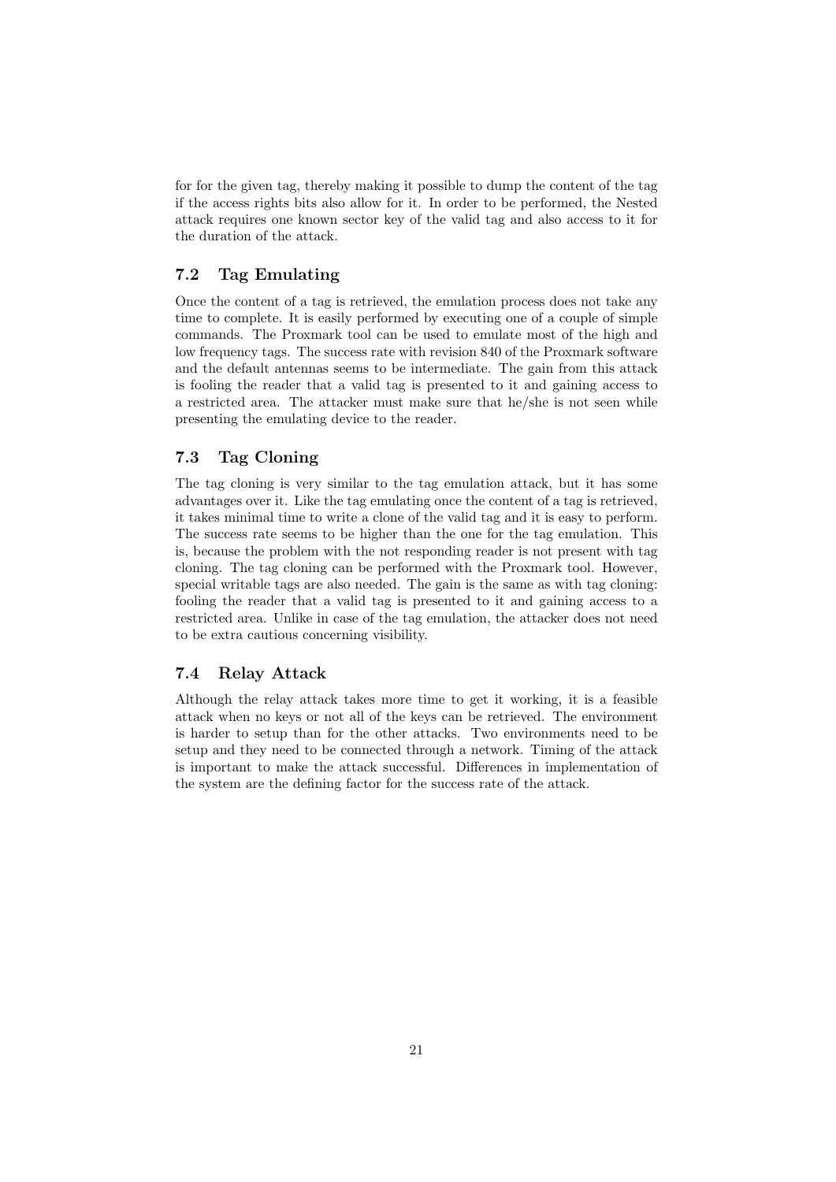for for the given tag, thereby making it possible to dump the content of the tag if the access rights bits also allow for it. In order to be performed, the Nested attack requires one known sector key of the valid tag and also access to it for the duration of the attack.

## 7.2 Tag Emulating

Once the content of a tag is retrieved, the emulation process does not take any time to complete. It is easily performed by executing one of a couple of simple commands. The Proxmark tool can be used to emulate most of the high and low frequency tags. The success rate with revision 840 of the Proxmark software and the default antennas seems to be intermediate. The gain from this attack is fooling the reader that a valid tag is presented to it and gaining access to a restricted area. The attacker must make sure that he/she is not seen while presenting the emulating device to the reader.

## 7.3 Tag Cloning

The tag cloning is very similar to the tag emulation attack, but it has some advantages over it. Like the tag emulating once the content of a tag is retrieved, it takes minimal time to write a clone of the valid tag and it is easy to perform. The success rate seems to be higher than the one for the tag emulation. This is, because the problem with the not responding reader is not present with tag cloning. The tag cloning can be performed with the Proxmark tool. However, special writable tags are also needed. The gain is the same as with tag cloning: fooling the reader that a valid tag is presented to it and gaining access to a restricted area. Unlike in case of the tag emulation, the attacker does not need to be extra cautious concerning visibility.

## 7.4 Relay Attack

Although the relay attack takes more time to get it working, it is a feasible attack when no keys or not all of the keys can be retrieved. The environment is harder to setup than for the other attacks. Two environments need to be setup and they need to be connected through a network. Timing of the attack is important to make the attack successful. Differences in implementation of the system are the defining factor for the success rate of the attack.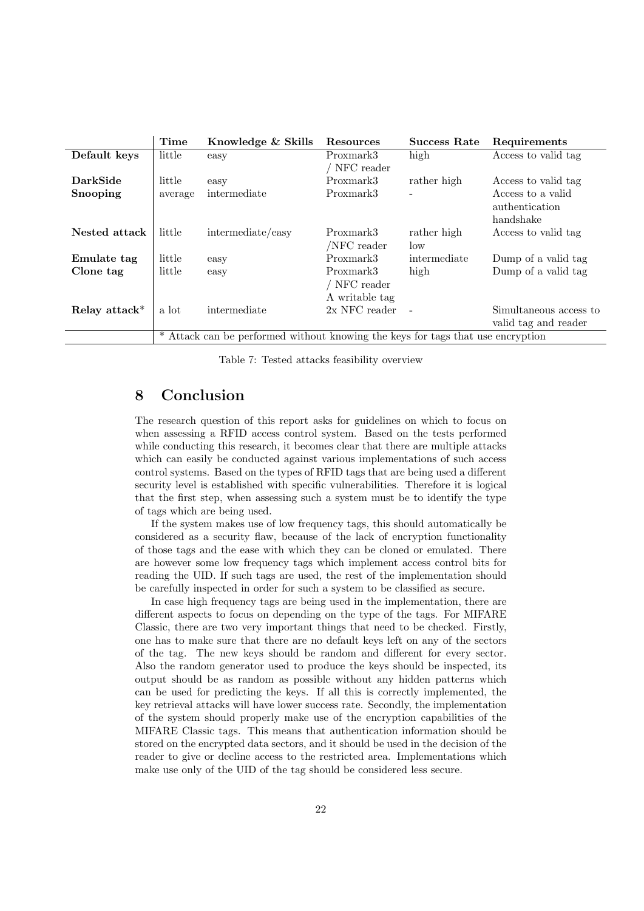| | Time | Knowledge & Skills | Resources | Success Rate | Requirements |
|---|---|---|---|---|---|
| **Default keys** | little | easy | Proxmark3 / NFC reader | high | Access to valid tag |
| **DarkSide** | little | easy | Proxmark3 | rather high | Access to valid tag |
| **Snooping** | average | intermediate | Proxmark3 | - | Access to a valid authentication handshake |
| **Nested attack** | little | intermediate/easy | Proxmark3 /NFC reader | rather high low | Access to valid tag |
| **Emulate tag** | little | easy | Proxmark3 | intermediate | Dump of a valid tag |
| **Clone tag** | little | easy | Proxmark3 / NFC reader A writable tag | high | Dump of a valid tag |
| **Relay attack*** | a lot | intermediate | 2x NFC reader | - | Simultaneous access to valid tag and reader |
| | * Attack can be performed without knowing the keys for tags that use encryption | | | | |

Table 7: Tested attacks feasibility overview

# 8 Conclusion

The research question of this report asks for guidelines on which to focus on when assessing a RFID access control system. Based on the tests performed while conducting this research, it becomes clear that there are multiple attacks which can easily be conducted against various implementations of such access control systems. Based on the types of RFID tags that are being used a different security level is established with specific vulnerabilities. Therefore it is logical that the first step, when assessing such a system must be to identify the type of tags which are being used.

If the system makes use of low frequency tags, this should automatically be considered as a security flaw, because of the lack of encryption functionality of those tags and the ease with which they can be cloned or emulated. There are however some low frequency tags which implement access control bits for reading the UID. If such tags are used, the rest of the implementation should be carefully inspected in order for such a system to be classified as secure.

In case high frequency tags are being used in the implementation, there are different aspects to focus on depending on the type of the tags. For MIFARE Classic, there are two very important things that need to be checked. Firstly, one has to make sure that there are no default keys left on any of the sectors of the tag. The new keys should be random and different for every sector. Also the random generator used to produce the keys should be inspected, its output should be as random as possible without any hidden patterns which can be used for predicting the keys. If all this is correctly implemented, the key retrieval attacks will have lower success rate. Secondly, the implementation of the system should properly make use of the encryption capabilities of the MIFARE Classic tags. This means that authentication information should be stored on the encrypted data sectors, and it should be used in the decision of the reader to give or decline access to the restricted area. Implementations which make use only of the UID of the tag should be considered less secure.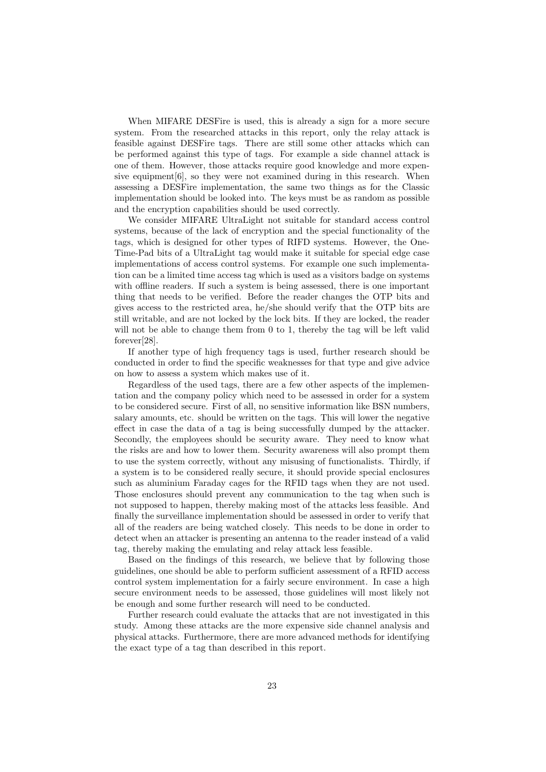When MIFARE DESFire is used, this is already a sign for a more secure system. From the researched attacks in this report, only the relay attack is feasible against DESFire tags. There are still some other attacks which can be performed against this type of tags. For example a side channel attack is one of them. However, those attacks require good knowledge and more expensive equipment[6], so they were not examined during in this research. When assessing a DESFire implementation, the same two things as for the Classic implementation should be looked into. The keys must be as random as possible and the encryption capabilities should be used correctly.

We consider MIFARE UltraLight not suitable for standard access control systems, because of the lack of encryption and the special functionality of the tags, which is designed for other types of RIFD systems. However, the One-Time-Pad bits of a UltraLight tag would make it suitable for special edge case implementations of access control systems. For example one such implementation can be a limited time access tag which is used as a visitors badge on systems with offline readers. If such a system is being assessed, there is one important thing that needs to be verified. Before the reader changes the OTP bits and gives access to the restricted area, he/she should verify that the OTP bits are still writable, and are not locked by the lock bits. If they are locked, the reader will not be able to change them from 0 to 1, thereby the tag will be left valid forever[28].

If another type of high frequency tags is used, further research should be conducted in order to find the specific weaknesses for that type and give advice on how to assess a system which makes use of it.

Regardless of the used tags, there are a few other aspects of the implementation and the company policy which need to be assessed in order for a system to be considered secure. First of all, no sensitive information like BSN numbers, salary amounts, etc. should be written on the tags. This will lower the negative effect in case the data of a tag is being successfully dumped by the attacker. Secondly, the employees should be security aware. They need to know what the risks are and how to lower them. Security awareness will also prompt them to use the system correctly, without any misusing of functionalists. Thirdly, if a system is to be considered really secure, it should provide special enclosures such as aluminium Faraday cages for the RFID tags when they are not used. Those enclosures should prevent any communication to the tag when such is not supposed to happen, thereby making most of the attacks less feasible. And finally the surveillance implementation should be assessed in order to verify that all of the readers are being watched closely. This needs to be done in order to detect when an attacker is presenting an antenna to the reader instead of a valid tag, thereby making the emulating and relay attack less feasible.

Based on the findings of this research, we believe that by following those guidelines, one should be able to perform sufficient assessment of a RFID access control system implementation for a fairly secure environment. In case a high secure environment needs to be assessed, those guidelines will most likely not be enough and some further research will need to be conducted.

Further research could evaluate the attacks that are not investigated in this study. Among these attacks are the more expensive side channel analysis and physical attacks. Furthermore, there are more advanced methods for identifying the exact type of a tag than described in this report.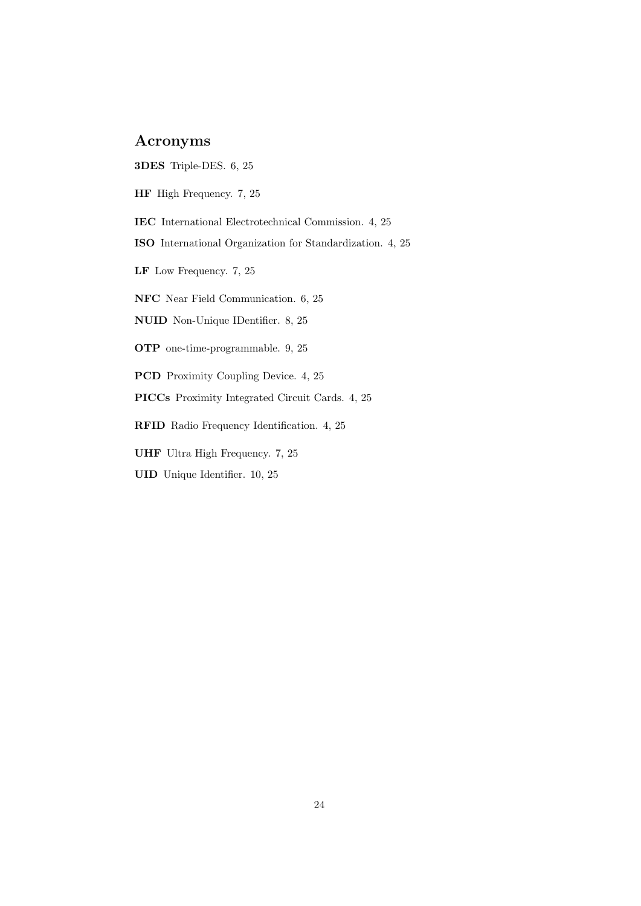# Acronyms

**3DES** Triple-DES. 6, 25

**HF** High Frequency. 7, 25

**IEC** International Electrotechnical Commission. 4, 25

**ISO** International Organization for Standardization. 4, 25

**LF** Low Frequency. 7, 25

**NFC** Near Field Communication. 6, 25

**NUID** Non-Unique IDentifier. 8, 25

**OTP** one-time-programmable. 9, 25

**PCD** Proximity Coupling Device. 4, 25

**PICCs** Proximity Integrated Circuit Cards. 4, 25

**RFID** Radio Frequency Identification. 4, 25

**UHF** Ultra High Frequency. 7, 25

**UID** Unique Identifier. 10, 25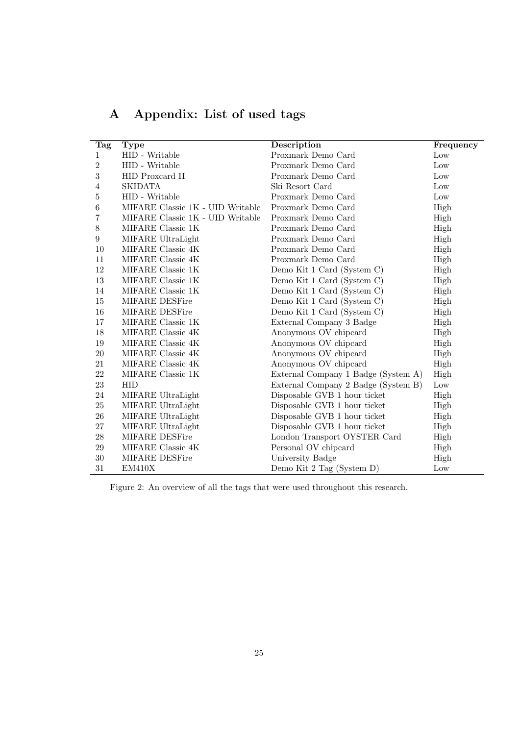# A Appendix: List of used tags

| Tag | Type | Description | Frequency |
|---|---|---|---|
| 1 | HID - Writable | Proxmark Demo Card | Low |
| 2 | HID - Writable | Proxmark Demo Card | Low |
| 3 | HID Proxcard II | Proxmark Demo Card | Low |
| 4 | SKIDATA | Ski Resort Card | Low |
| 5 | HID - Writable | Proxmark Demo Card | Low |
| 6 | MIFARE Classic 1K - UID Writable | Proxmark Demo Card | High |
| 7 | MIFARE Classic 1K - UID Writable | Proxmark Demo Card | High |
| 8 | MIFARE Classic 1K | Proxmark Demo Card | High |
| 9 | MIFARE UltraLight | Proxmark Demo Card | High |
| 10 | MIFARE Classic 4K | Proxmark Demo Card | High |
| 11 | MIFARE Classic 4K | Proxmark Demo Card | High |
| 12 | MIFARE Classic 1K | Demo Kit 1 Card (System C) | High |
| 13 | MIFARE Classic 1K | Demo Kit 1 Card (System C) | High |
| 14 | MIFARE Classic 1K | Demo Kit 1 Card (System C) | High |
| 15 | MIFARE DESFire | Demo Kit 1 Card (System C) | High |
| 16 | MIFARE DESFire | Demo Kit 1 Card (System C) | High |
| 17 | MIFARE Classic 1K | External Company 3 Badge | High |
| 18 | MIFARE Classic 4K | Anonymous OV chipcard | High |
| 19 | MIFARE Classic 4K | Anonymous OV chipcard | High |
| 20 | MIFARE Classic 4K | Anonymous OV chipcard | High |
| 21 | MIFARE Classic 4K | Anonymous OV chipcard | High |
| 22 | MIFARE Classic 1K | External Company 1 Badge (System A) | High |
| 23 | HID | External Company 2 Badge (System B) | Low |
| 24 | MIFARE UltraLight | Disposable GVB 1 hour ticket | High |
| 25 | MIFARE UltraLight | Disposable GVB 1 hour ticket | High |
| 26 | MIFARE UltraLight | Disposable GVB 1 hour ticket | High |
| 27 | MIFARE UltraLight | Disposable GVB 1 hour ticket | High |
| 28 | MIFARE DESFire | London Transport OYSTER Card | High |
| 29 | MIFARE Classic 4K | Personal OV chipcard | High |
| 30 | MIFARE DESFire | University Badge | High |
| 31 | EM410X | Demo Kit 2 Tag (System D) | Low |

Figure 2: An overview of all the tags that were used throughout this research.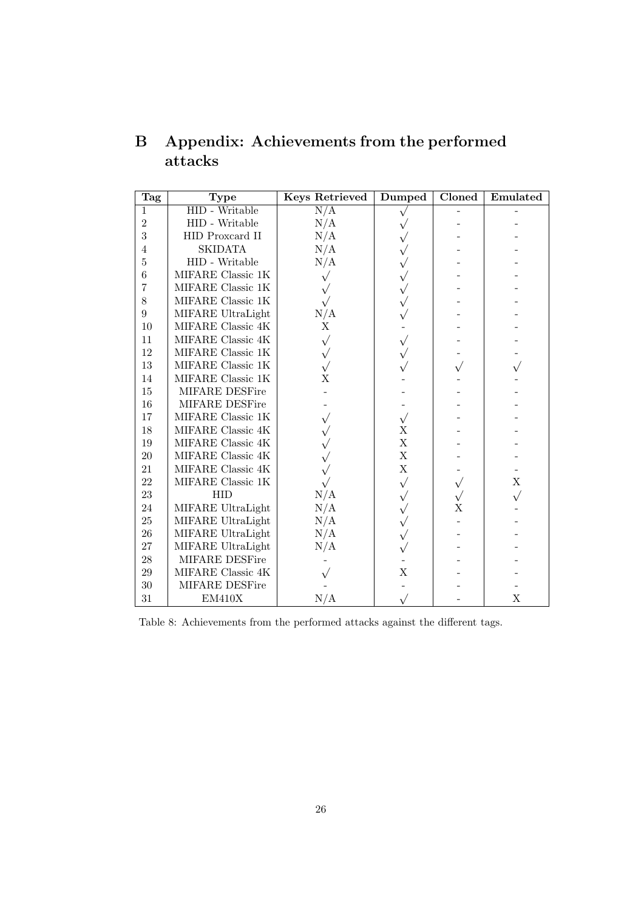# B Appendix: Achievements from the performed attacks

| Tag | Type | Keys Retrieved | Dumped | Cloned | Emulated |
|---|---|---|---|---|---|
| 1 | HID - Writable | N/A | √ | - | - |
| 2 | HID - Writable | N/A | √ | - | - |
| 3 | HID Proxcard II | N/A | √ | - | - |
| 4 | SKIDATA | N/A | √ | - | - |
| 5 | HID - Writable | N/A | √ | - | - |
| 6 | MIFARE Classic 1K | √ | √ | - | - |
| 7 | MIFARE Classic 1K | √ | √ | - | - |
| 8 | MIFARE Classic 1K | √ | √ | - | - |
| 9 | MIFARE UltraLight | N/A | √ | - | - |
| 10 | MIFARE Classic 4K | X | - | - | - |
| 11 | MIFARE Classic 4K | √ | √ | - | - |
| 12 | MIFARE Classic 1K | √ | √ | - | - |
| 13 | MIFARE Classic 1K | √ | √ | √ | √ |
| 14 | MIFARE Classic 1K | X | - | - | - |
| 15 | MIFARE DESFire | - | - | - | - |
| 16 | MIFARE DESFire | - | - | - | - |
| 17 | MIFARE Classic 1K | √ | √ | - | - |
| 18 | MIFARE Classic 4K | √ | X | - | - |
| 19 | MIFARE Classic 4K | √ | X | - | - |
| 20 | MIFARE Classic 4K | √ | X | - | - |
| 21 | MIFARE Classic 4K | √ | X | - | - |
| 22 | MIFARE Classic 1K | √ | √ | √ | X |
| 23 | HID | N/A | √ | √ | √ |
| 24 | MIFARE UltraLight | N/A | √ | X | - |
| 25 | MIFARE UltraLight | N/A | √ | - | - |
| 26 | MIFARE UltraLight | N/A | √ | - | - |
| 27 | MIFARE UltraLight | N/A | √ | - | - |
| 28 | MIFARE DESFire | - | - | - | - |
| 29 | MIFARE Classic 4K | √ | X | - | - |
| 30 | MIFARE DESFire | - | - | - | - |
| 31 | EM410X | N/A | √ | - | X |

Table 8: Achievements from the performed attacks against the different tags.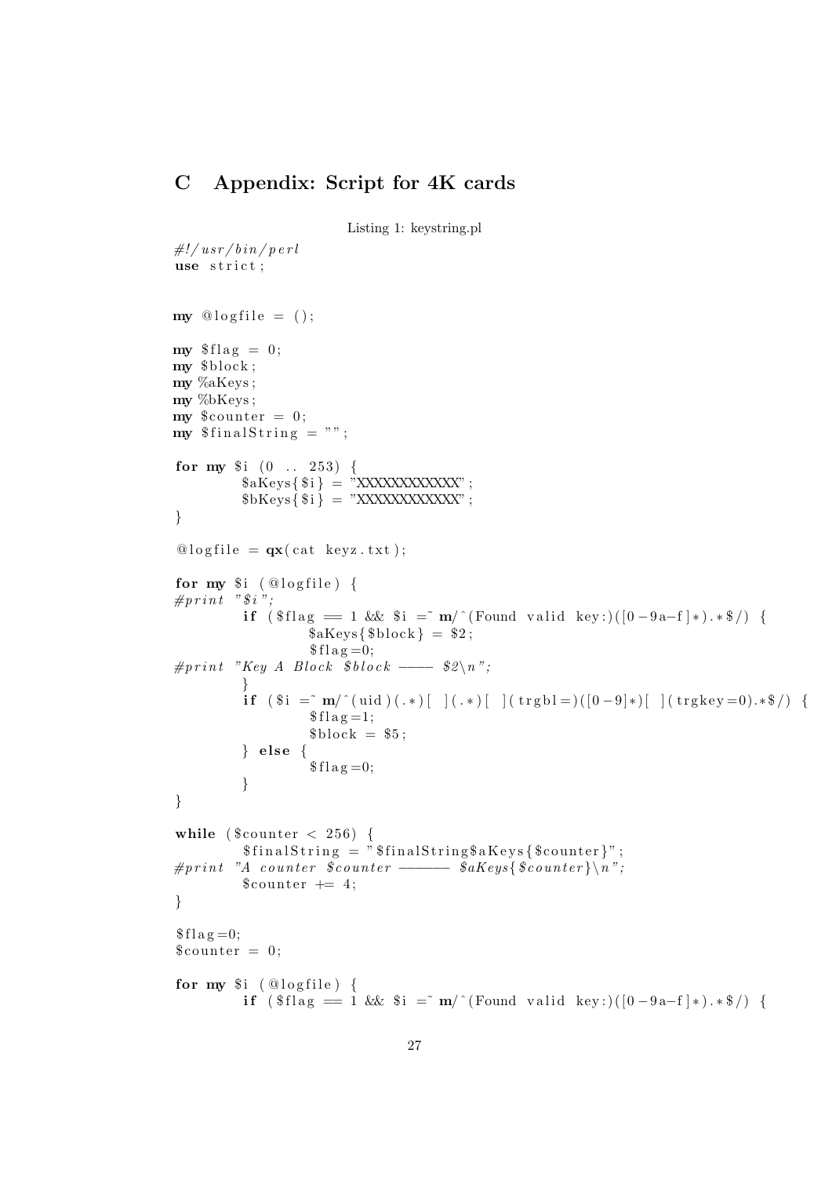# C Appendix: Script for 4K cards

Listing 1: keystring.pl

```
#!/usr/bin/perl
use strict;


my @logfile = ();

my $flag = 0;
my $block;
my %aKeys;
my %bKeys;
my $counter = 0;
my $finalString = "";

for my $i (0 .. 253) {
        $aKeys{$i} = "XXXXXXXXXXXX";
        $bKeys{$i} = "XXXXXXXXXXXX";
}

@logfile = qx(cat keyz.txt);

for my $i (@logfile) {
#print "$i";
        if ($flag == 1 && $i =~ m/^(Found valid key:)([0-9a-f]*).*$/) {
                $aKeys{$block} = $2;
                $flag=0;
#print "Key A Block $block ---- $2\n";
        }
        if ($i =~ m/^(uid)(.*)[ ](.*)[ ](trgbl=)([0-9]*)[ ](trgkey=0).*$/) {
                $flag=1;
                $block = $5;
        } else {
                $flag=0;
        }
}

while ($counter < 256) {
        $finalString = "$finalString$aKeys{$counter}";
#print "A counter $counter ------ $aKeys{$counter}\n";
        $counter += 4;
}

$flag=0;
$counter = 0;

for my $i (@logfile) {
        if ($flag == 1 && $i =~ m/^(Found valid key:)([0-9a-f]*).*$/) {
```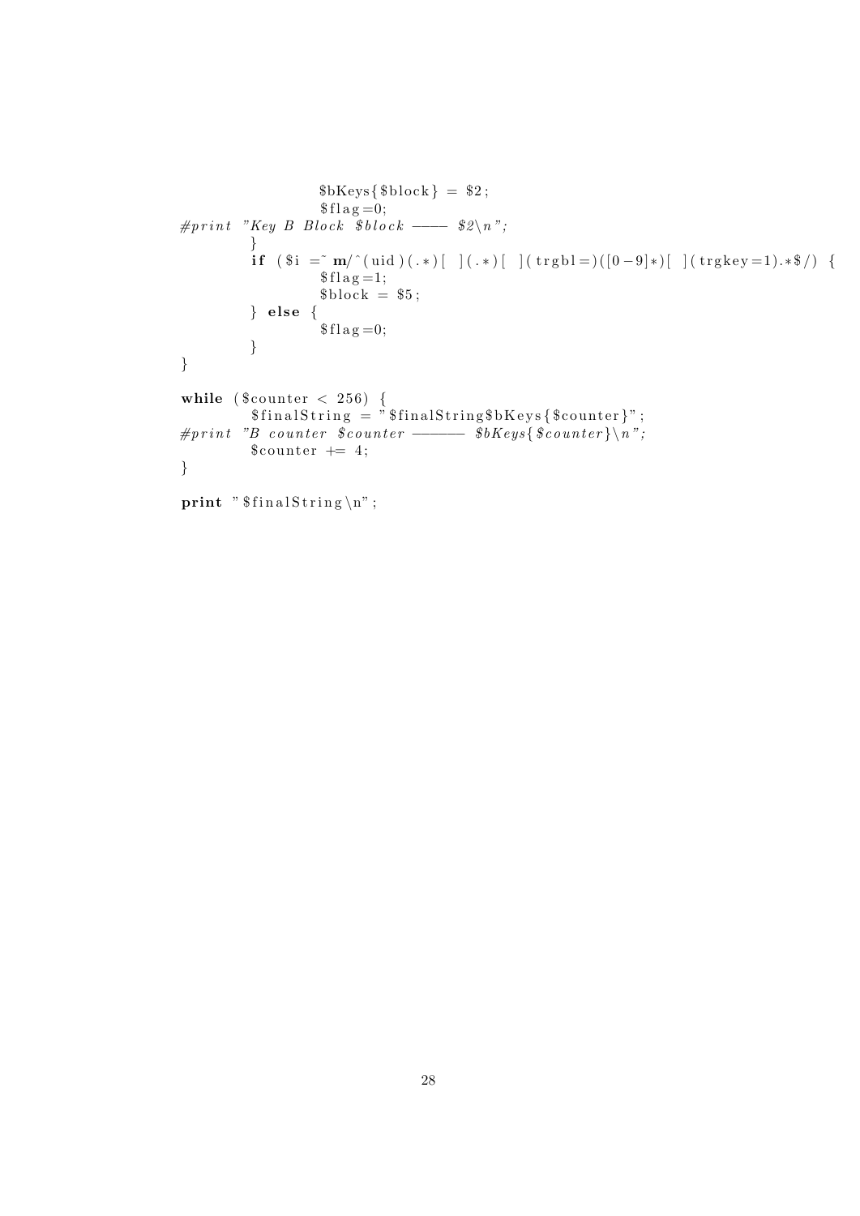```
                $bKeys{$block} = $2;
                $flag=0;
#print "Key B Block $block ---- $2\n";
        }
        if ($i =~ m/^(uid)(.*)[ ](.*)[ ](trgbl=)([0-9]*)[ ](trgkey=1).*$/) {
                $flag=1;
                $block = $5;
        } else {
                $flag=0;
        }
}

while ($counter < 256) {
        $finalString = "$finalString$bKeys{$counter}";
#print "B counter $counter ------ $bKeys{$counter}\n";
        $counter += 4;
}

print "$finalString\n";
```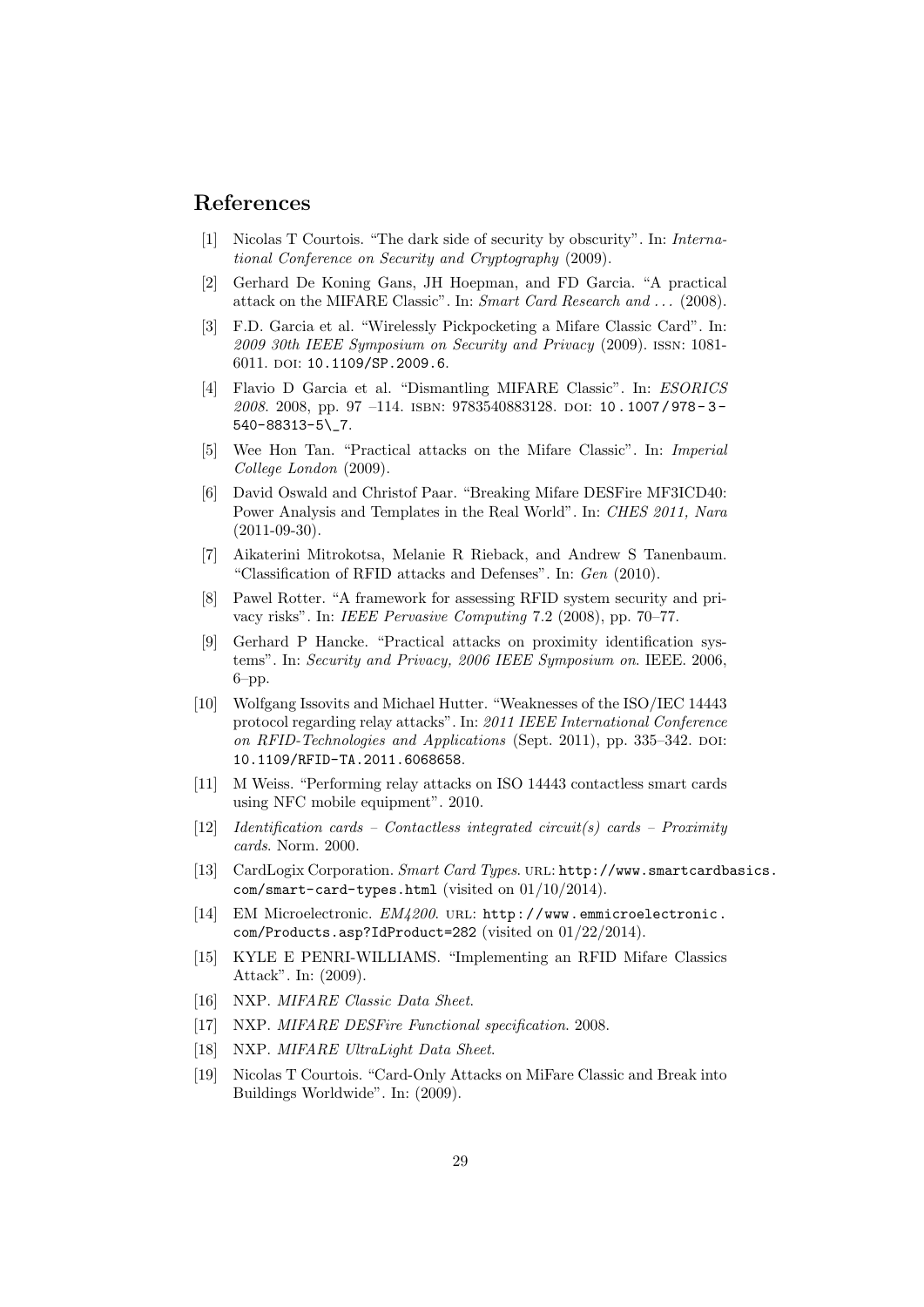# References

[1] Nicolas T Courtois. "The dark side of security by obscurity". In: *International Conference on Security and Cryptography* (2009).

[2] Gerhard De Koning Gans, JH Hoepman, and FD Garcia. "A practical attack on the MIFARE Classic". In: *Smart Card Research and ...* (2008).

[3] F.D. Garcia et al. "Wirelessly Pickpocketing a Mifare Classic Card". In: *2009 30th IEEE Symposium on Security and Privacy* (2009). ISSN: 1081-6011. DOI: 10.1109/SP.2009.6.

[4] Flavio D Garcia et al. "Dismantling MIFARE Classic". In: *ESORICS 2008*. 2008, pp. 97 –114. ISBN: 9783540883128. DOI: 10.1007/978-3-540-88313-5\_7.

[5] Wee Hon Tan. "Practical attacks on the Mifare Classic". In: *Imperial College London* (2009).

[6] David Oswald and Christof Paar. "Breaking Mifare DESFire MF3ICD40: Power Analysis and Templates in the Real World". In: *CHES 2011, Nara* (2011-09-30).

[7] Aikaterini Mitrokotsa, Melanie R Rieback, and Andrew S Tanenbaum. "Classification of RFID attacks and Defenses". In: *Gen* (2010).

[8] Pawel Rotter. "A framework for assessing RFID system security and privacy risks". In: *IEEE Pervasive Computing* 7.2 (2008), pp. 70–77.

[9] Gerhard P Hancke. "Practical attacks on proximity identification systems". In: *Security and Privacy, 2006 IEEE Symposium on*. IEEE. 2006, 6–pp.

[10] Wolfgang Issovits and Michael Hutter. "Weaknesses of the ISO/IEC 14443 protocol regarding relay attacks". In: *2011 IEEE International Conference on RFID-Technologies and Applications* (Sept. 2011), pp. 335–342. DOI: 10.1109/RFID-TA.2011.6068658.

[11] M Weiss. "Performing relay attacks on ISO 14443 contactless smart cards using NFC mobile equipment". 2010.

[12] *Identification cards – Contactless integrated circuit(s) cards – Proximity cards*. Norm. 2000.

[13] CardLogix Corporation. *Smart Card Types*. URL: http://www.smartcardbasics.com/smart-card-types.html (visited on 01/10/2014).

[14] EM Microelectronic. *EM4200*. URL: http://www.emmicroelectronic.com/Products.asp?IdProduct=282 (visited on 01/22/2014).

[15] KYLE E PENRI-WILLIAMS. "Implementing an RFID Mifare Classics Attack". In: (2009).

[16] NXP. *MIFARE Classic Data Sheet*.

[17] NXP. *MIFARE DESFire Functional specification*. 2008.

[18] NXP. *MIFARE UltraLight Data Sheet*.

[19] Nicolas T Courtois. "Card-Only Attacks on MiFare Classic and Break into Buildings Worldwide". In: (2009).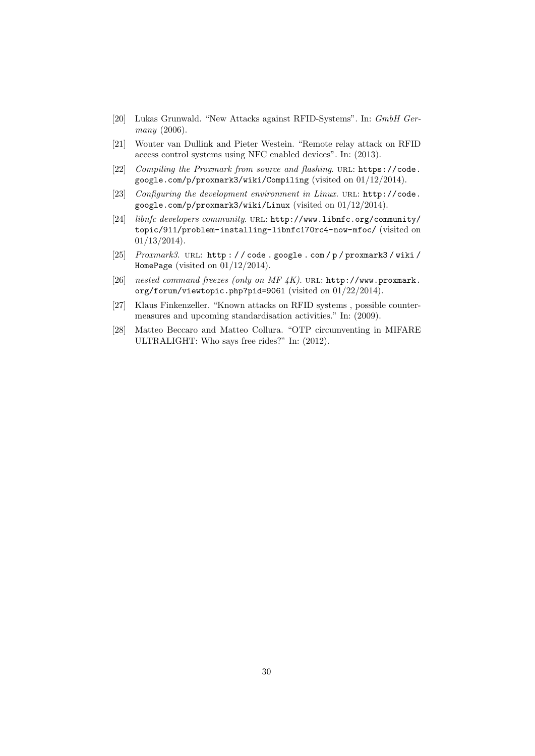[20] Lukas Grunwald. "New Attacks against RFID-Systems". In: *GmbH Germany* (2006).

[21] Wouter van Dullink and Pieter Westein. "Remote relay attack on RFID access control systems using NFC enabled devices". In: (2013).

[22] *Compiling the Proxmark from source and flashing*. URL: `https://code.google.com/p/proxmark3/wiki/Compiling` (visited on 01/12/2014).

[23] *Configuring the development environment in Linux.* URL: `http://code.google.com/p/proxmark3/wiki/Linux` (visited on 01/12/2014).

[24] *libnfc developers community*. URL: `http://www.libnfc.org/community/topic/911/problem-installing-libnfc170rc4-now-mfoc/` (visited on 01/13/2014).

[25] *Proxmark3*. URL: `http://code.google.com/p/proxmark3/wiki/HomePage` (visited on 01/12/2014).

[26] *nested command freezes (only on MF 4K)*. URL: `http://www.proxmark.org/forum/viewtopic.php?pid=9061` (visited on 01/22/2014).

[27] Klaus Finkenzeller. "Known attacks on RFID systems , possible countermeasures and upcoming standardisation activities." In: (2009).

[28] Matteo Beccaro and Matteo Collura. "OTP circumventing in MIFARE ULTRALIGHT: Who says free rides?" In: (2012).